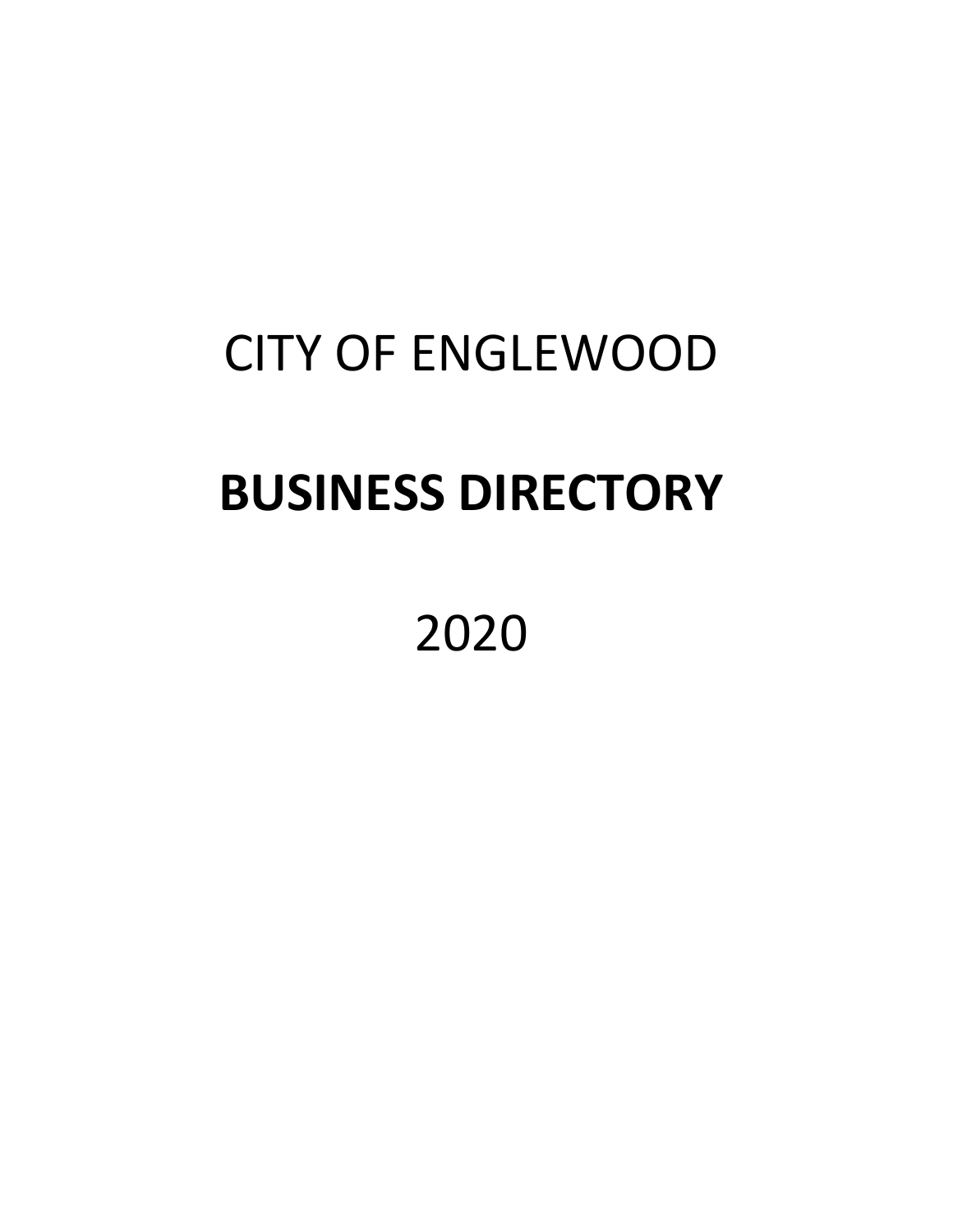# CITY OF ENGLEWOOD

# **BUSINESS DIRECTORY**

2020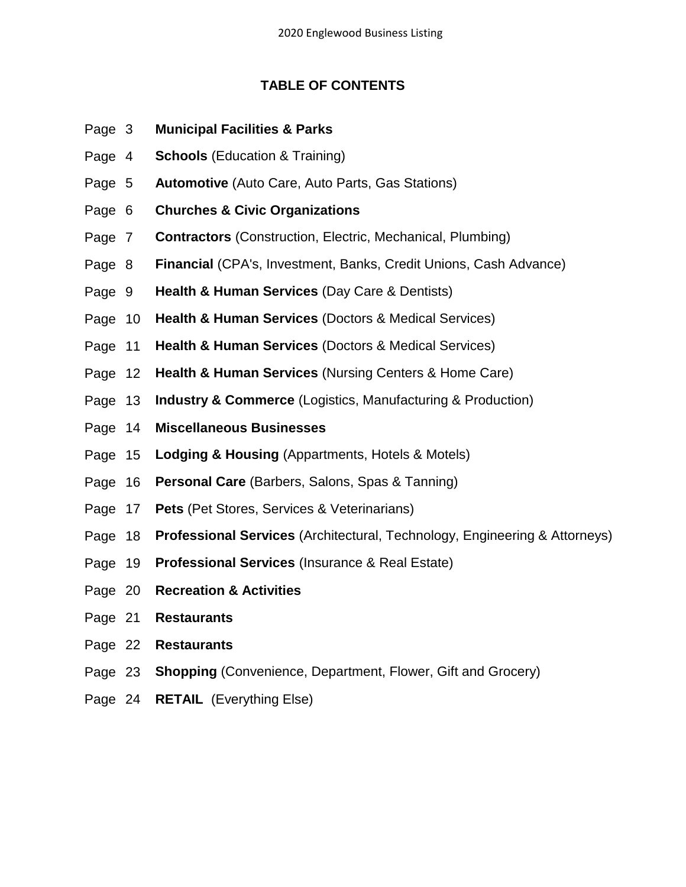# TABLE OF CONTENTS

Page 3 **Municipal Facilities & Parks**

Page 4 **Schools** (Education & Training)

Page 5 **Automotive** (Auto Care, Auto Parts, Gas Stations)

Page 6 **Churches & Civic Organizations**

Page 7 **Contractors** (Construction, Electric, Mechanical, Plumbing)

Page 8 **Financial** (CPA's, Investment, Banks, Credit Unions, Cash Advance)

Page 9 **Health & Human Services** (Day Care & Dentists)

Page 10 **Health & Human Services** (Doctors & Medical Services)

Page 11 **Health & Human Services** (Doctors & Medical Services)

Page 12 **Health & Human Services** (Nursing Centers & Home Care)

Page 13 **Industry & Commerce** (Logistics, Manufacturing & Production)

Page 14 **Miscellaneous Businesses**

Page 15 **Lodging & Housing** (Appartments, Hotels & Motels)

Page 16 **Personal Care** (Barbers, Salons, Spas & Tanning)

Page 17 **Pets** (Pet Stores, Services & Veterinarians)

Page 18 **Professional Services** (Architectural, Technology, Engineering & Attorneys)

Page 19 **Professional Services** (Insurance & Real Estate)

Page 20 **Recreation & Activities**

Page 21 **Restaurants**

Page 22 **Restaurants**

Page 23 **Shopping** (Convenience, Department, Flower, Gift and Grocery)

Page 24 **RETAIL** (Everything Else)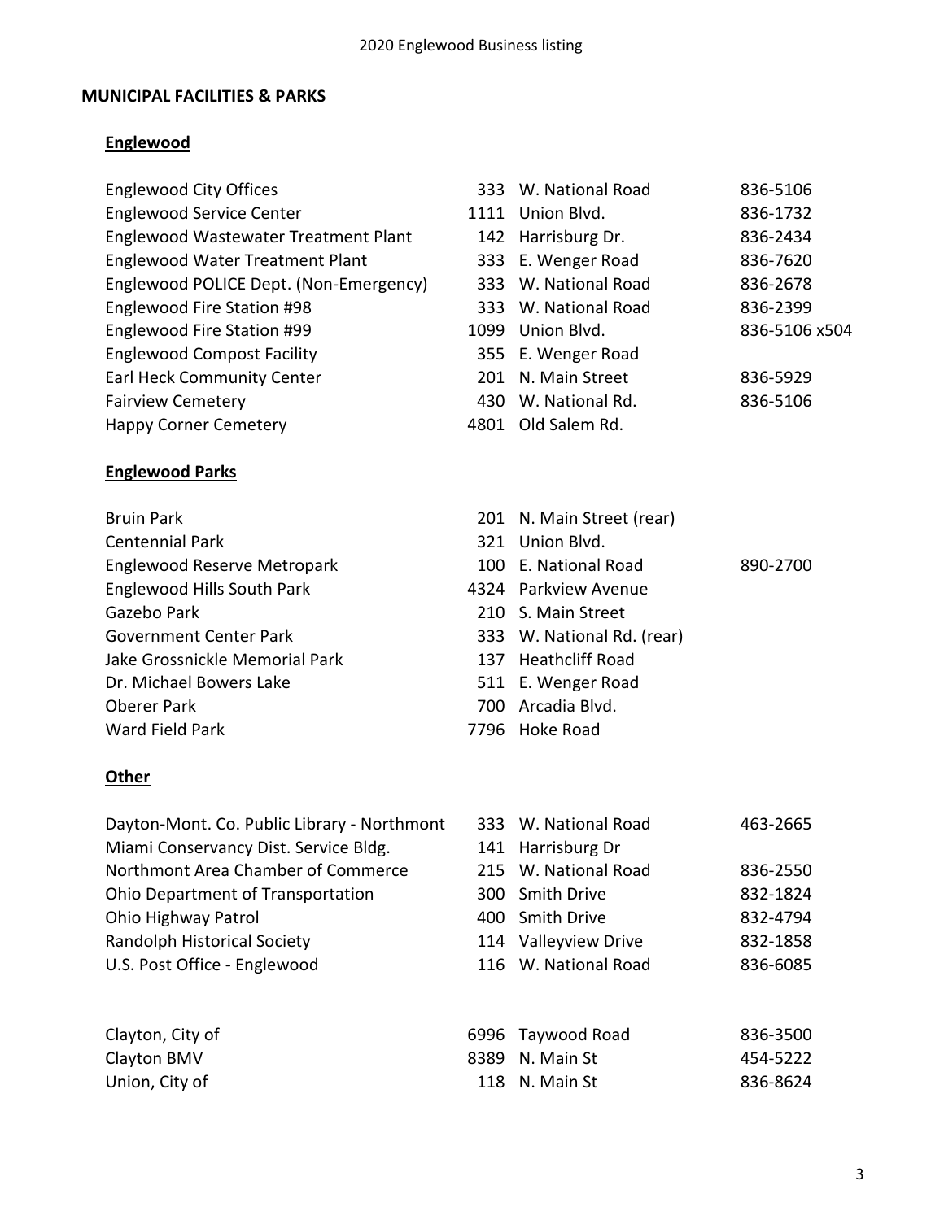## MUNICIPAL FACILITIES & PARKS

### Englewood

| Name | No. | Street | Phone |
|---|---|---|---|
| Englewood City Offices | 333 | W. National Road | 836-5106 |
| Englewood Service Center | 1111 | Union Blvd. | 836-1732 |
| Englewood Wastewater Treatment Plant | 142 | Harrisburg Dr. | 836-2434 |
| Englewood Water Treatment Plant | 333 | E. Wenger Road | 836-7620 |
| Englewood POLICE Dept. (Non-Emergency) | 333 | W. National Road | 836-2678 |
| Englewood Fire Station #98 | 333 | W. National Road | 836-2399 |
| Englewood Fire Station #99 | 1099 | Union Blvd. | 836-5106 x504 |
| Englewood Compost Facility | 355 | E. Wenger Road | |
| Earl Heck Community Center | 201 | N. Main Street | 836-5929 |
| Fairview Cemetery | 430 | W. National Rd. | 836-5106 |
| Happy Corner Cemetery | 4801 | Old Salem Rd. | |

### Englewood Parks

| Name | No. | Street | Phone |
|---|---|---|---|
| Bruin Park | 201 | N. Main Street (rear) | |
| Centennial Park | 321 | Union Blvd. | |
| Englewood Reserve Metropark | 100 | E. National Road | 890-2700 |
| Englewood Hills South Park | 4324 | Parkview Avenue | |
| Gazebo Park | 210 | S. Main Street | |
| Government Center Park | 333 | W. National Rd. (rear) | |
| Jake Grossnickle Memorial Park | 137 | Heathcliff Road | |
| Dr. Michael Bowers Lake | 511 | E. Wenger Road | |
| Oberer Park | 700 | Arcadia Blvd. | |
| Ward Field Park | 7796 | Hoke Road | |

### Other

| Name | No. | Street | Phone |
|---|---|---|---|
| Dayton-Mont. Co. Public Library - Northmont | 333 | W. National Road | 463-2665 |
| Miami Conservancy Dist. Service Bldg. | 141 | Harrisburg Dr | |
| Northmont Area Chamber of Commerce | 215 | W. National Road | 836-2550 |
| Ohio Department of Transportation | 300 | Smith Drive | 832-1824 |
| Ohio Highway Patrol | 400 | Smith Drive | 832-4794 |
| Randolph Historical Society | 114 | Valleyview Drive | 832-1858 |
| U.S. Post Office - Englewood | 116 | W. National Road | 836-6085 |
| | | | |
| Clayton, City of | 6996 | Taywood Road | 836-3500 |
| Clayton BMV | 8389 | N. Main St | 454-5222 |
| Union, City of | 118 | N. Main St | 836-8624 |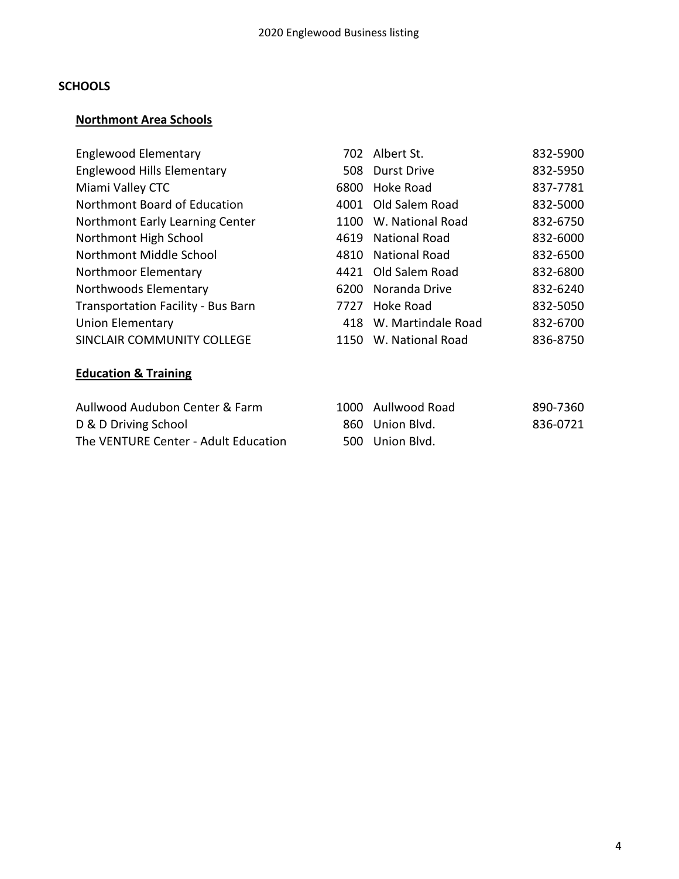# SCHOOLS

## Northmont Area Schools

| Name | No. | Street | Phone |
|---|---|---|---|
| Englewood Elementary | 702 | Albert St. | 832-5900 |
| Englewood Hills Elementary | 508 | Durst Drive | 832-5950 |
| Miami Valley CTC | 6800 | Hoke Road | 837-7781 |
| Northmont Board of Education | 4001 | Old Salem Road | 832-5000 |
| Northmont Early Learning Center | 1100 | W. National Road | 832-6750 |
| Northmont High School | 4619 | National Road | 832-6000 |
| Northmont Middle School | 4810 | National Road | 832-6500 |
| Northmoor Elementary | 4421 | Old Salem Road | 832-6800 |
| Northwoods Elementary | 6200 | Noranda Drive | 832-6240 |
| Transportation Facility - Bus Barn | 7727 | Hoke Road | 832-5050 |
| Union Elementary | 418 | W. Martindale Road | 832-6700 |
| SINCLAIR COMMUNITY COLLEGE | 1150 | W. National Road | 836-8750 |

## Education & Training

| Name | No. | Street | Phone |
|---|---|---|---|
| Aullwood Audubon Center & Farm | 1000 | Aullwood Road | 890-7360 |
| D & D Driving School | 860 | Union Blvd. | 836-0721 |
| The VENTURE Center - Adult Education | 500 | Union Blvd. | |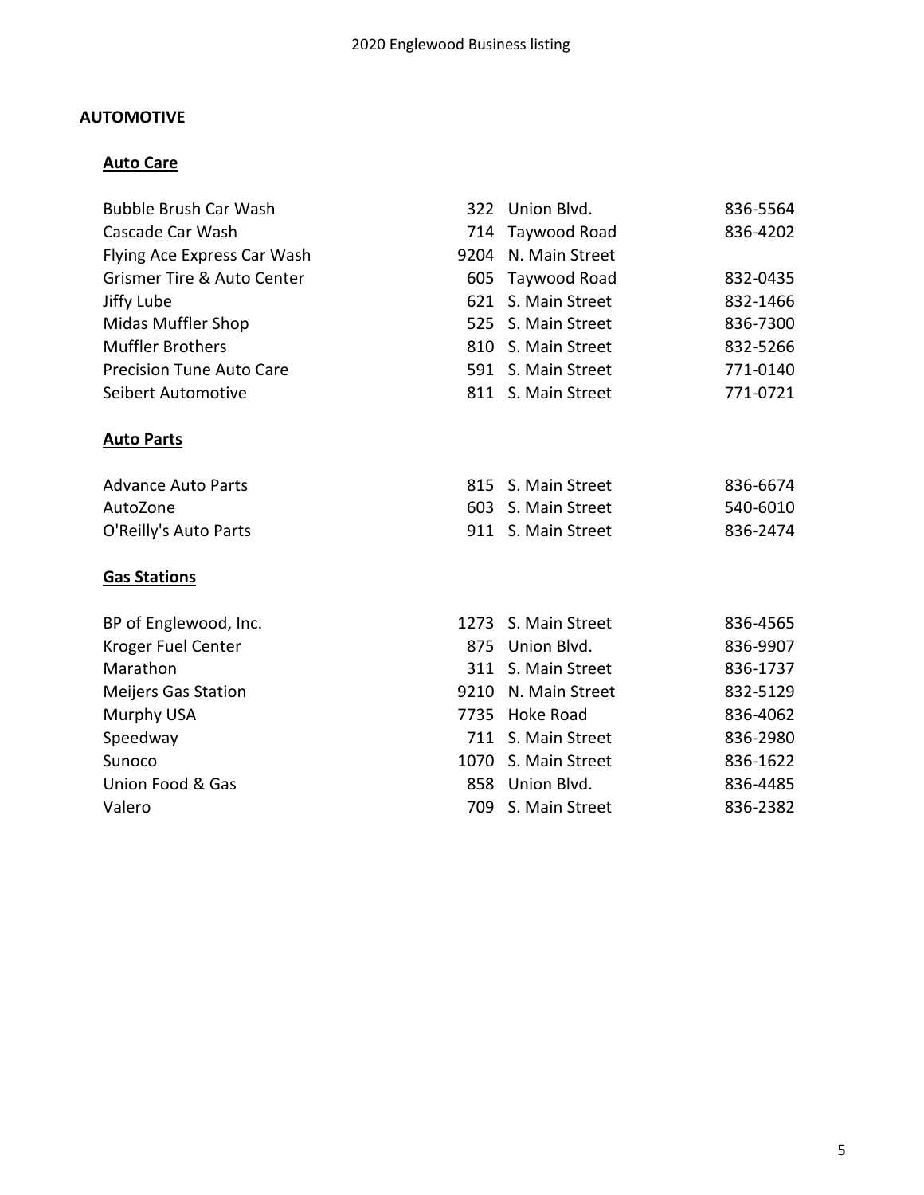# AUTOMOTIVE

## Auto Care

| Business | No. | Street | Phone |
|---|---|---|---|
| Bubble Brush Car Wash | 322 | Union Blvd. | 836-5564 |
| Cascade Car Wash | 714 | Taywood Road | 836-4202 |
| Flying Ace Express Car Wash | 9204 | N. Main Street | |
| Grismer Tire & Auto Center | 605 | Taywood Road | 832-0435 |
| Jiffy Lube | 621 | S. Main Street | 832-1466 |
| Midas Muffler Shop | 525 | S. Main Street | 836-7300 |
| Muffler Brothers | 810 | S. Main Street | 832-5266 |
| Precision Tune Auto Care | 591 | S. Main Street | 771-0140 |
| Seibert Automotive | 811 | S. Main Street | 771-0721 |

## Auto Parts

| Business | No. | Street | Phone |
|---|---|---|---|
| Advance Auto Parts | 815 | S. Main Street | 836-6674 |
| AutoZone | 603 | S. Main Street | 540-6010 |
| O'Reilly's Auto Parts | 911 | S. Main Street | 836-2474 |

## Gas Stations

| Business | No. | Street | Phone |
|---|---|---|---|
| BP of Englewood, Inc. | 1273 | S. Main Street | 836-4565 |
| Kroger Fuel Center | 875 | Union Blvd. | 836-9907 |
| Marathon | 311 | S. Main Street | 836-1737 |
| Meijers Gas Station | 9210 | N. Main Street | 832-5129 |
| Murphy USA | 7735 | Hoke Road | 836-4062 |
| Speedway | 711 | S. Main Street | 836-2980 |
| Sunoco | 1070 | S. Main Street | 836-1622 |
| Union Food & Gas | 858 | Union Blvd. | 836-4485 |
| Valero | 709 | S. Main Street | 836-2382 |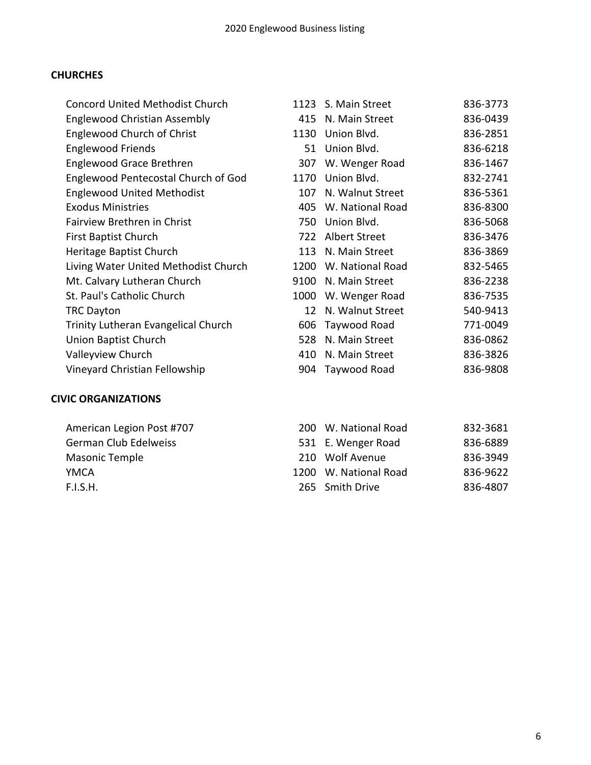## CHURCHES

| Name | No. | Street | Phone |
| --- | --- | --- | --- |
| Concord United Methodist Church | 1123 | S. Main Street | 836-3773 |
| Englewood Christian Assembly | 415 | N. Main Street | 836-0439 |
| Englewood Church of Christ | 1130 | Union Blvd. | 836-2851 |
| Englewood Friends | 51 | Union Blvd. | 836-6218 |
| Englewood Grace Brethren | 307 | W. Wenger Road | 836-1467 |
| Englewood Pentecostal Church of God | 1170 | Union Blvd. | 832-2741 |
| Englewood United Methodist | 107 | N. Walnut Street | 836-5361 |
| Exodus Ministries | 405 | W. National Road | 836-8300 |
| Fairview Brethren in Christ | 750 | Union Blvd. | 836-5068 |
| First Baptist Church | 722 | Albert Street | 836-3476 |
| Heritage Baptist Church | 113 | N. Main Street | 836-3869 |
| Living Water United Methodist Church | 1200 | W. National Road | 832-5465 |
| Mt. Calvary Lutheran Church | 9100 | N. Main Street | 836-2238 |
| St. Paul's Catholic Church | 1000 | W. Wenger Road | 836-7535 |
| TRC Dayton | 12 | N. Walnut Street | 540-9413 |
| Trinity Lutheran Evangelical Church | 606 | Taywood Road | 771-0049 |
| Union Baptist Church | 528 | N. Main Street | 836-0862 |
| Valleyview Church | 410 | N. Main Street | 836-3826 |
| Vineyard Christian Fellowship | 904 | Taywood Road | 836-9808 |

## CIVIC ORGANIZATIONS

| Name | No. | Street | Phone |
| --- | --- | --- | --- |
| American Legion Post #707 | 200 | W. National Road | 832-3681 |
| German Club Edelweiss | 531 | E. Wenger Road | 836-6889 |
| Masonic Temple | 210 | Wolf Avenue | 836-3949 |
| YMCA | 1200 | W. National Road | 836-9622 |
| F.I.S.H. | 265 | Smith Drive | 836-4807 |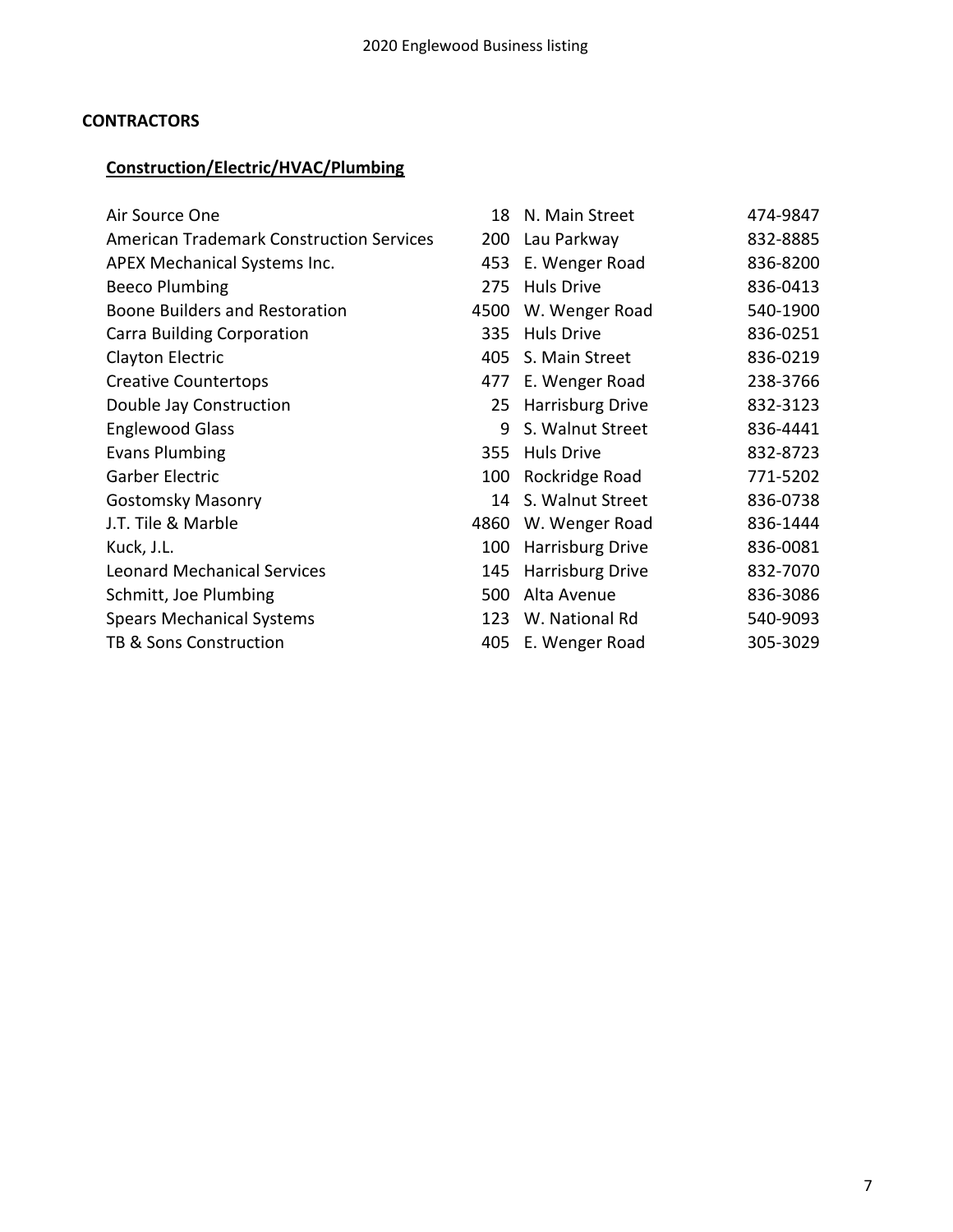## CONTRACTORS

### Construction/Electric/HVAC/Plumbing

| Business | No. | Street | Phone |
|---|---|---|---|
| Air Source One | 18 | N. Main Street | 474-9847 |
| American Trademark Construction Services | 200 | Lau Parkway | 832-8885 |
| APEX Mechanical Systems Inc. | 453 | E. Wenger Road | 836-8200 |
| Beeco Plumbing | 275 | Huls Drive | 836-0413 |
| Boone Builders and Restoration | 4500 | W. Wenger Road | 540-1900 |
| Carra Building Corporation | 335 | Huls Drive | 836-0251 |
| Clayton Electric | 405 | S. Main Street | 836-0219 |
| Creative Countertops | 477 | E. Wenger Road | 238-3766 |
| Double Jay Construction | 25 | Harrisburg Drive | 832-3123 |
| Englewood Glass | 9 | S. Walnut Street | 836-4441 |
| Evans Plumbing | 355 | Huls Drive | 832-8723 |
| Garber Electric | 100 | Rockridge Road | 771-5202 |
| Gostomsky Masonry | 14 | S. Walnut Street | 836-0738 |
| J.T. Tile & Marble | 4860 | W. Wenger Road | 836-1444 |
| Kuck, J.L. | 100 | Harrisburg Drive | 836-0081 |
| Leonard Mechanical Services | 145 | Harrisburg Drive | 832-7070 |
| Schmitt, Joe Plumbing | 500 | Alta Avenue | 836-3086 |
| Spears Mechanical Systems | 123 | W. National Rd | 540-9093 |
| TB & Sons Construction | 405 | E. Wenger Road | 305-3029 |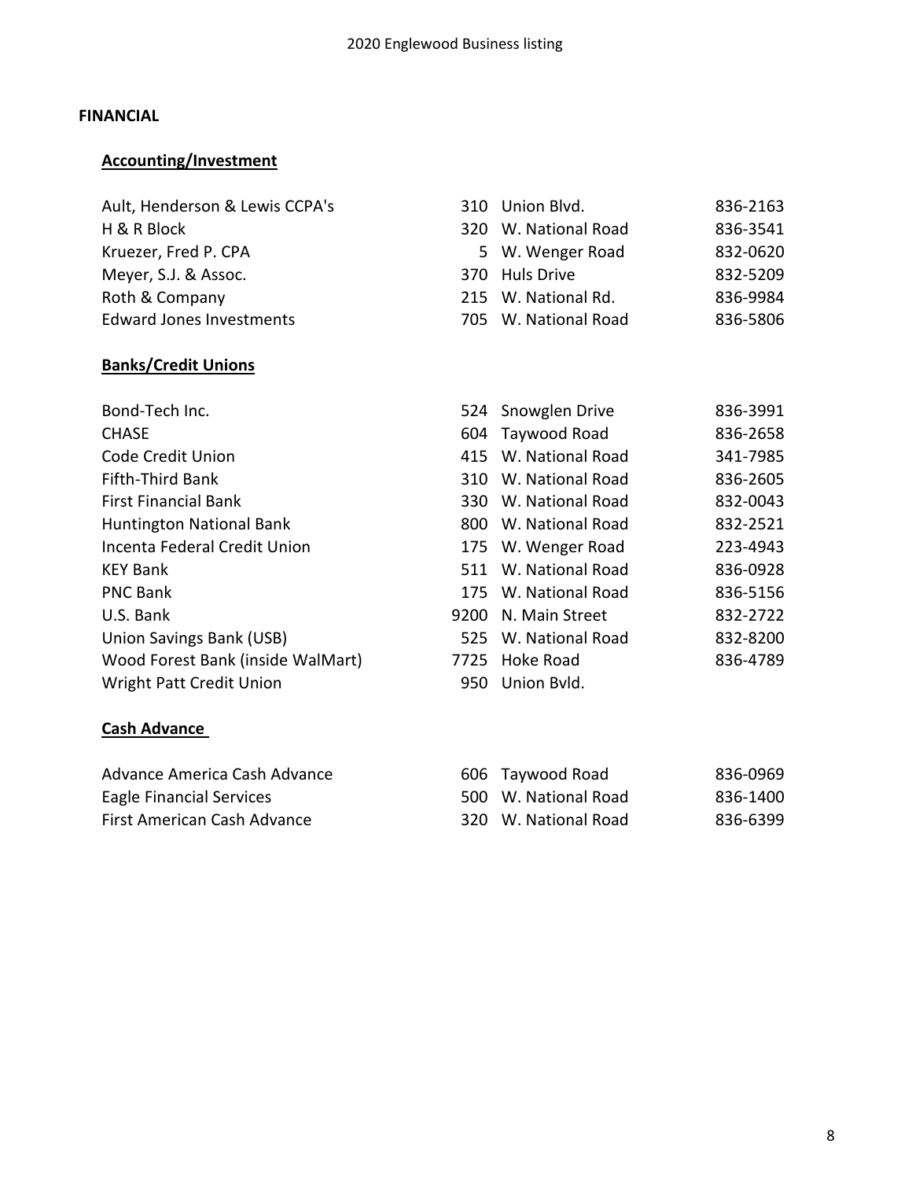# FINANCIAL

## Accounting/Investment

| Name | No. | Street | Phone |
|---|---|---|---|
| Ault, Henderson & Lewis CCPA's | 310 | Union Blvd. | 836-2163 |
| H & R Block | 320 | W. National Road | 836-3541 |
| Kruezer, Fred P. CPA | 5 | W. Wenger Road | 832-0620 |
| Meyer, S.J. & Assoc. | 370 | Huls Drive | 832-5209 |
| Roth & Company | 215 | W. National Rd. | 836-9984 |
| Edward Jones Investments | 705 | W. National Road | 836-5806 |

## Banks/Credit Unions

| Name | No. | Street | Phone |
|---|---|---|---|
| Bond-Tech Inc. | 524 | Snowglen Drive | 836-3991 |
| CHASE | 604 | Taywood Road | 836-2658 |
| Code Credit Union | 415 | W. National Road | 341-7985 |
| Fifth-Third Bank | 310 | W. National Road | 836-2605 |
| First Financial Bank | 330 | W. National Road | 832-0043 |
| Huntington National Bank | 800 | W. National Road | 832-2521 |
| Incenta Federal Credit Union | 175 | W. Wenger Road | 223-4943 |
| KEY Bank | 511 | W. National Road | 836-0928 |
| PNC Bank | 175 | W. National Road | 836-5156 |
| U.S. Bank | 9200 | N. Main Street | 832-2722 |
| Union Savings Bank (USB) | 525 | W. National Road | 832-8200 |
| Wood Forest Bank (inside WalMart) | 7725 | Hoke Road | 836-4789 |
| Wright Patt Credit Union | 950 | Union Bvld. | |

## Cash Advance

| Name | No. | Street | Phone |
|---|---|---|---|
| Advance America Cash Advance | 606 | Taywood Road | 836-0969 |
| Eagle Financial Services | 500 | W. National Road | 836-1400 |
| First American Cash Advance | 320 | W. National Road | 836-6399 |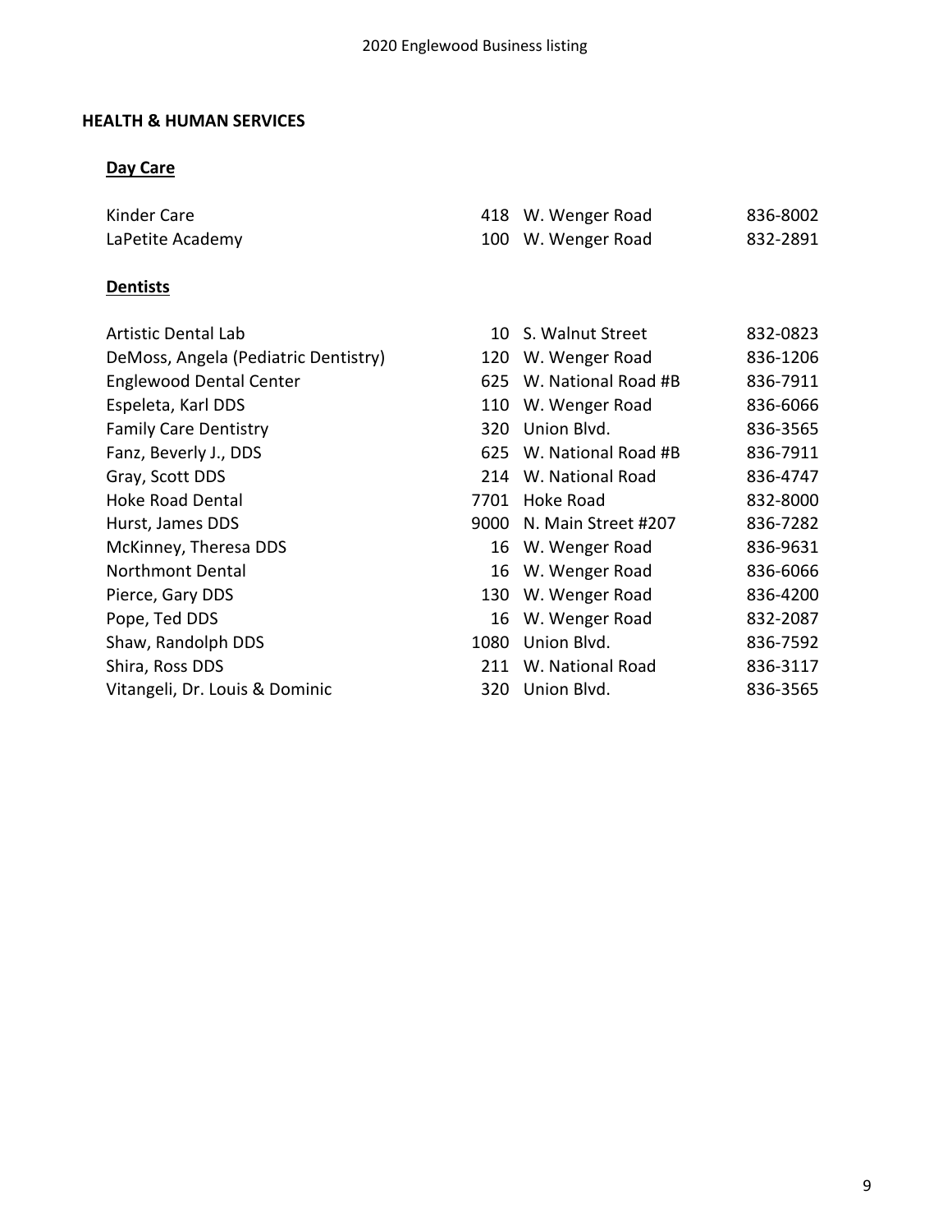## HEALTH & HUMAN SERVICES

### Day Care

| | | | |
|---|---|---|---|
| Kinder Care | 418 | W. Wenger Road | 836-8002 |
| LaPetite Academy | 100 | W. Wenger Road | 832-2891 |

### Dentists

| | | | |
|---|---|---|---|
| Artistic Dental Lab | 10 | S. Walnut Street | 832-0823 |
| DeMoss, Angela (Pediatric Dentistry) | 120 | W. Wenger Road | 836-1206 |
| Englewood Dental Center | 625 | W. National Road #B | 836-7911 |
| Espeleta, Karl DDS | 110 | W. Wenger Road | 836-6066 |
| Family Care Dentistry | 320 | Union Blvd. | 836-3565 |
| Fanz, Beverly J., DDS | 625 | W. National Road #B | 836-7911 |
| Gray, Scott DDS | 214 | W. National Road | 836-4747 |
| Hoke Road Dental | 7701 | Hoke Road | 832-8000 |
| Hurst, James DDS | 9000 | N. Main Street #207 | 836-7282 |
| McKinney, Theresa DDS | 16 | W. Wenger Road | 836-9631 |
| Northmont Dental | 16 | W. Wenger Road | 836-6066 |
| Pierce, Gary DDS | 130 | W. Wenger Road | 836-4200 |
| Pope, Ted DDS | 16 | W. Wenger Road | 832-2087 |
| Shaw, Randolph DDS | 1080 | Union Blvd. | 836-7592 |
| Shira, Ross DDS | 211 | W. National Road | 836-3117 |
| Vitangeli, Dr. Louis & Dominic | 320 | Union Blvd. | 836-3565 |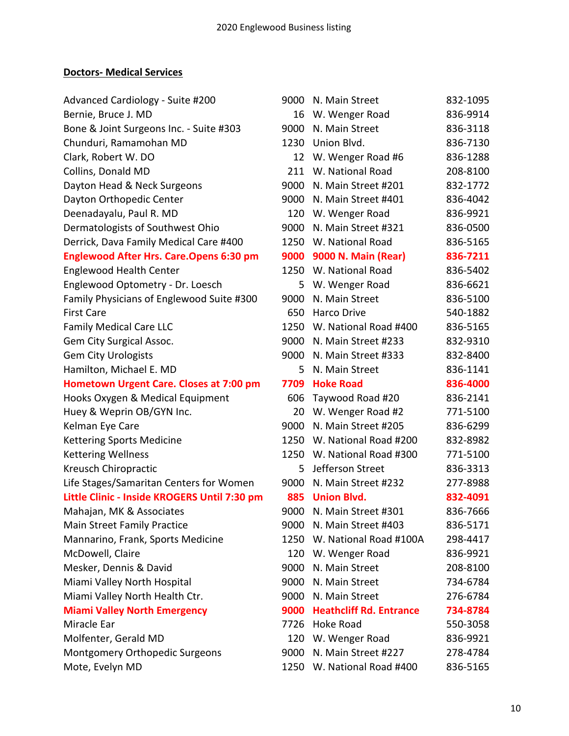## Doctors- Medical Services

| | | | |
|---|---|---|---|
| Advanced Cardiology - Suite #200 | 9000 | N. Main Street | 832-1095 |
| Bernie, Bruce J. MD | 16 | W. Wenger Road | 836-9914 |
| Bone & Joint Surgeons Inc. - Suite #303 | 9000 | N. Main Street | 836-3118 |
| Chunduri, Ramamohan MD | 1230 | Union Blvd. | 836-7130 |
| Clark, Robert W. DO | 12 | W. Wenger Road #6 | 836-1288 |
| Collins, Donald MD | 211 | W. National Road | 208-8100 |
| Dayton Head & Neck Surgeons | 9000 | N. Main Street #201 | 832-1772 |
| Dayton Orthopedic Center | 9000 | N. Main Street #401 | 836-4042 |
| Deenadayalu, Paul R. MD | 120 | W. Wenger Road | 836-9921 |
| Dermatologists of Southwest Ohio | 9000 | N. Main Street #321 | 836-0500 |
| Derrick, Dava Family Medical Care #400 | 1250 | W. National Road | 836-5165 |
| **Englewood After Hrs. Care.Opens 6:30 pm** | **9000** | **9000 N. Main (Rear)** | **836-7211** |
| Englewood Health Center | 1250 | W. National Road | 836-5402 |
| Englewood Optometry - Dr. Loesch | 5 | W. Wenger Road | 836-6621 |
| Family Physicians of Englewood Suite #300 | 9000 | N. Main Street | 836-5100 |
| First Care | 650 | Harco Drive | 540-1882 |
| Family Medical Care LLC | 1250 | W. National Road #400 | 836-5165 |
| Gem City Surgical Assoc. | 9000 | N. Main Street #233 | 832-9310 |
| Gem City Urologists | 9000 | N. Main Street #333 | 832-8400 |
| Hamilton, Michael E. MD | 5 | N. Main Street | 836-1141 |
| **Hometown Urgent Care. Closes at 7:00 pm** | **7709** | **Hoke Road** | **836-4000** |
| Hooks Oxygen & Medical Equipment | 606 | Taywood Road #20 | 836-2141 |
| Huey & Weprin OB/GYN Inc. | 20 | W. Wenger Road #2 | 771-5100 |
| Kelman Eye Care | 9000 | N. Main Street #205 | 836-6299 |
| Kettering Sports Medicine | 1250 | W. National Road #200 | 832-8982 |
| Kettering Wellness | 1250 | W. National Road #300 | 771-5100 |
| Kreusch Chiropractic | 5 | Jefferson Street | 836-3313 |
| Life Stages/Samaritan Centers for Women | 9000 | N. Main Street #232 | 277-8988 |
| **Little Clinic - Inside KROGERS Until 7:30 pm** | **885** | **Union Blvd.** | **832-4091** |
| Mahajan, MK & Associates | 9000 | N. Main Street #301 | 836-7666 |
| Main Street Family Practice | 9000 | N. Main Street #403 | 836-5171 |
| Mannarino, Frank, Sports Medicine | 1250 | W. National Road #100A | 298-4417 |
| McDowell, Claire | 120 | W. Wenger Road | 836-9921 |
| Mesker, Dennis & David | 9000 | N. Main Street | 208-8100 |
| Miami Valley North Hospital | 9000 | N. Main Street | 734-6784 |
| Miami Valley North Health Ctr. | 9000 | N. Main Street | 276-6784 |
| **Miami Valley North Emergency** | **9000** | **Heathcliff Rd. Entrance** | **734-8784** |
| Miracle Ear | 7726 | Hoke Road | 550-3058 |
| Molfenter, Gerald MD | 120 | W. Wenger Road | 836-9921 |
| Montgomery Orthopedic Surgeons | 9000 | N. Main Street #227 | 278-4784 |
| Mote, Evelyn MD | 1250 | W. National Road #400 | 836-5165 |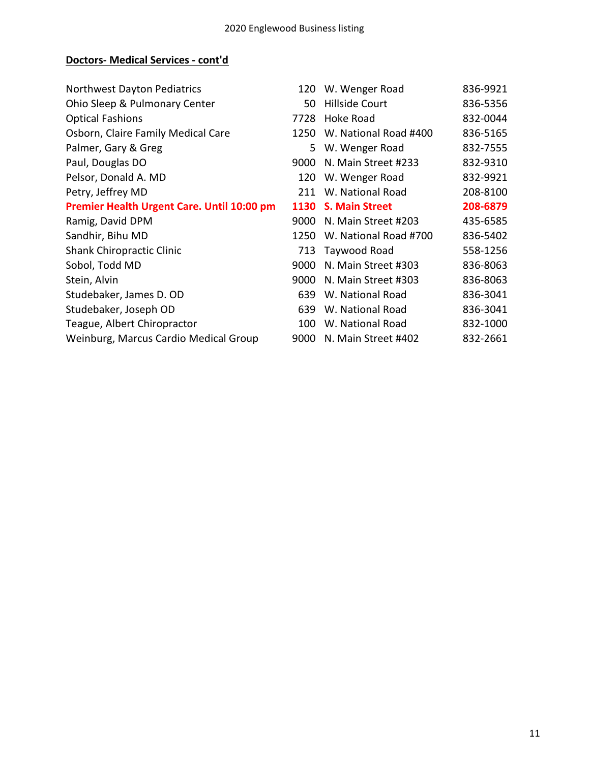## Doctors- Medical Services - cont'd

| Name | No. | Street | Phone |
|---|---|---|---|
| Northwest Dayton Pediatrics | 120 | W. Wenger Road | 836-9921 |
| Ohio Sleep & Pulmonary Center | 50 | Hillside Court | 836-5356 |
| Optical Fashions | 7728 | Hoke Road | 832-0044 |
| Osborn, Claire Family Medical Care | 1250 | W. National Road #400 | 836-5165 |
| Palmer, Gary & Greg | 5 | W. Wenger Road | 832-7555 |
| Paul, Douglas DO | 9000 | N. Main Street #233 | 832-9310 |
| Pelsor, Donald A. MD | 120 | W. Wenger Road | 832-9921 |
| Petry, Jeffrey MD | 211 | W. National Road | 208-8100 |
| **Premier Health Urgent Care. Until 10:00 pm** | **1130** | **S. Main Street** | **208-6879** |
| Ramig, David DPM | 9000 | N. Main Street #203 | 435-6585 |
| Sandhir, Bihu MD | 1250 | W. National Road #700 | 836-5402 |
| Shank Chiropractic Clinic | 713 | Taywood Road | 558-1256 |
| Sobol, Todd MD | 9000 | N. Main Street #303 | 836-8063 |
| Stein, Alvin | 9000 | N. Main Street #303 | 836-8063 |
| Studebaker, James D. OD | 639 | W. National Road | 836-3041 |
| Studebaker, Joseph OD | 639 | W. National Road | 836-3041 |
| Teague, Albert Chiropractor | 100 | W. National Road | 832-1000 |
| Weinburg, Marcus Cardio Medical Group | 9000 | N. Main Street #402 | 832-2661 |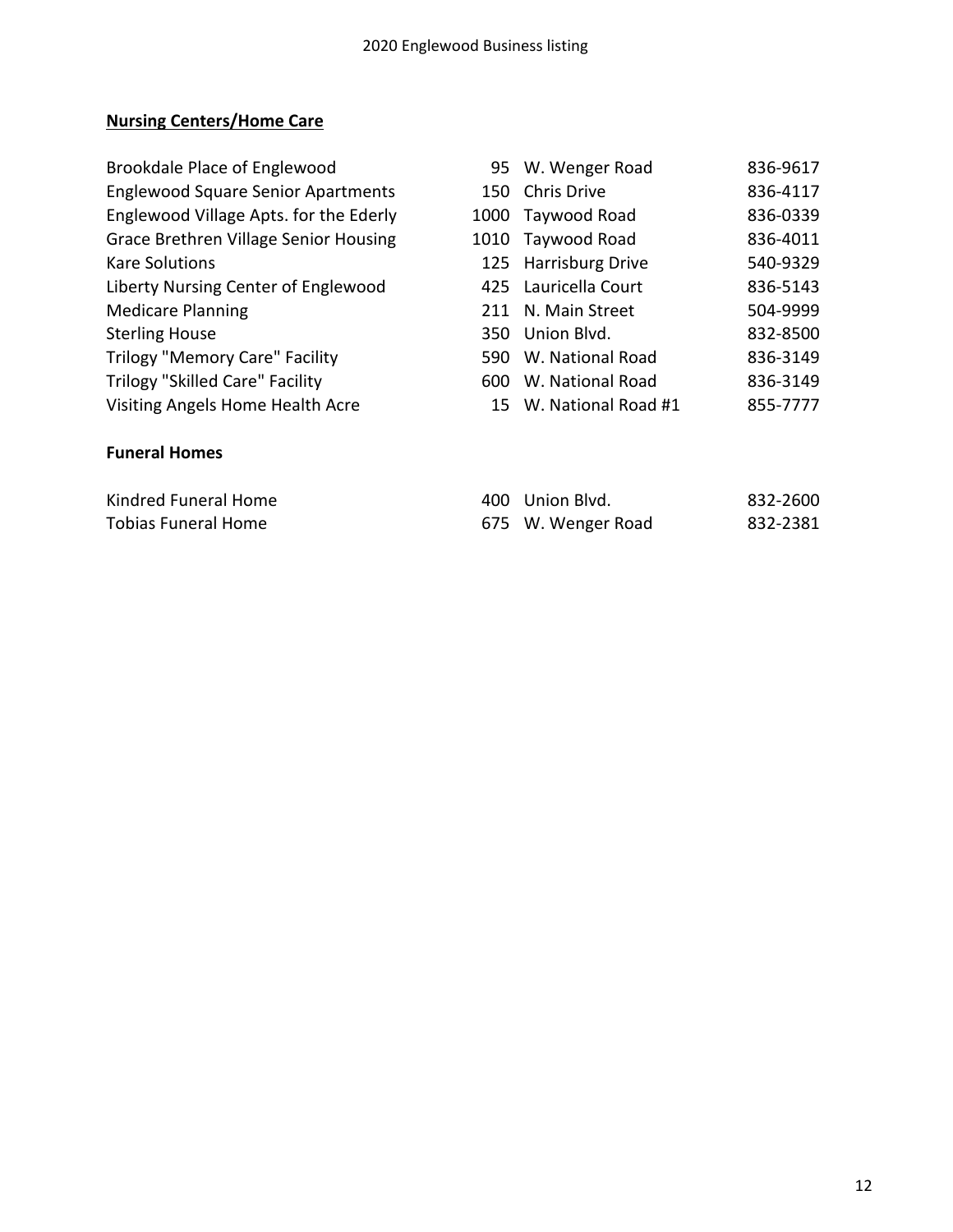## Nursing Centers/Home Care

| | | | |
|---|---|---|---|
| Brookdale Place of Englewood | 95 | W. Wenger Road | 836-9617 |
| Englewood Square Senior Apartments | 150 | Chris Drive | 836-4117 |
| Englewood Village Apts. for the Ederly | 1000 | Taywood Road | 836-0339 |
| Grace Brethren Village Senior Housing | 1010 | Taywood Road | 836-4011 |
| Kare Solutions | 125 | Harrisburg Drive | 540-9329 |
| Liberty Nursing Center of Englewood | 425 | Lauricella Court | 836-5143 |
| Medicare Planning | 211 | N. Main Street | 504-9999 |
| Sterling House | 350 | Union Blvd. | 832-8500 |
| Trilogy "Memory Care" Facility | 590 | W. National Road | 836-3149 |
| Trilogy "Skilled Care" Facility | 600 | W. National Road | 836-3149 |
| Visiting Angels Home Health Acre | 15 | W. National Road #1 | 855-7777 |

**Funeral Homes**

| | | | |
|---|---|---|---|
| Kindred Funeral Home | 400 | Union Blvd. | 832-2600 |
| Tobias Funeral Home | 675 | W. Wenger Road | 832-2381 |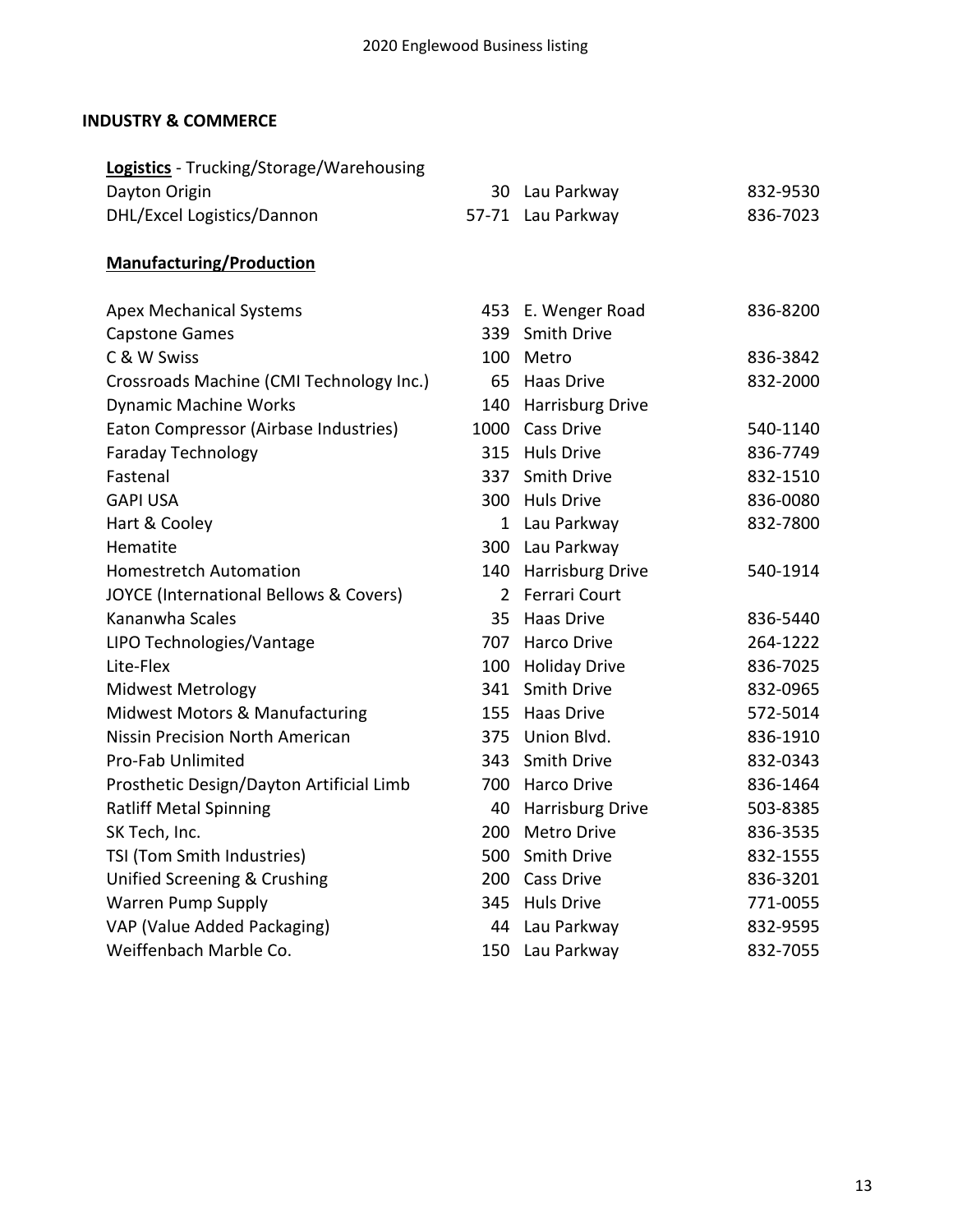## INDUSTRY & COMMERCE

**Logistics** - Trucking/Storage/Warehousing

| Business | Number | Street | Phone |
|---|---|---|---|
| Dayton Origin | 30 | Lau Parkway | 832-9530 |
| DHL/Excel Logistics/Dannon | 57-71 | Lau Parkway | 836-7023 |

**Manufacturing/Production**

| Business | Number | Street | Phone |
|---|---|---|---|
| Apex Mechanical Systems | 453 | E. Wenger Road | 836-8200 |
| Capstone Games | 339 | Smith Drive | |
| C & W Swiss | 100 | Metro | 836-3842 |
| Crossroads Machine (CMI Technology Inc.) | 65 | Haas Drive | 832-2000 |
| Dynamic Machine Works | 140 | Harrisburg Drive | |
| Eaton Compressor (Airbase Industries) | 1000 | Cass Drive | 540-1140 |
| Faraday Technology | 315 | Huls Drive | 836-7749 |
| Fastenal | 337 | Smith Drive | 832-1510 |
| GAPI USA | 300 | Huls Drive | 836-0080 |
| Hart & Cooley | 1 | Lau Parkway | 832-7800 |
| Hematite | 300 | Lau Parkway | |
| Homestretch Automation | 140 | Harrisburg Drive | 540-1914 |
| JOYCE (International Bellows & Covers) | 2 | Ferrari Court | |
| Kananwha Scales | 35 | Haas Drive | 836-5440 |
| LIPO Technologies/Vantage | 707 | Harco Drive | 264-1222 |
| Lite-Flex | 100 | Holiday Drive | 836-7025 |
| Midwest Metrology | 341 | Smith Drive | 832-0965 |
| Midwest Motors & Manufacturing | 155 | Haas Drive | 572-5014 |
| Nissin Precision North American | 375 | Union Blvd. | 836-1910 |
| Pro-Fab Unlimited | 343 | Smith Drive | 832-0343 |
| Prosthetic Design/Dayton Artificial Limb | 700 | Harco Drive | 836-1464 |
| Ratliff Metal Spinning | 40 | Harrisburg Drive | 503-8385 |
| SK Tech, Inc. | 200 | Metro Drive | 836-3535 |
| TSI (Tom Smith Industries) | 500 | Smith Drive | 832-1555 |
| Unified Screening & Crushing | 200 | Cass Drive | 836-3201 |
| Warren Pump Supply | 345 | Huls Drive | 771-0055 |
| VAP (Value Added Packaging) | 44 | Lau Parkway | 832-9595 |
| Weiffenbach Marble Co. | 150 | Lau Parkway | 832-7055 |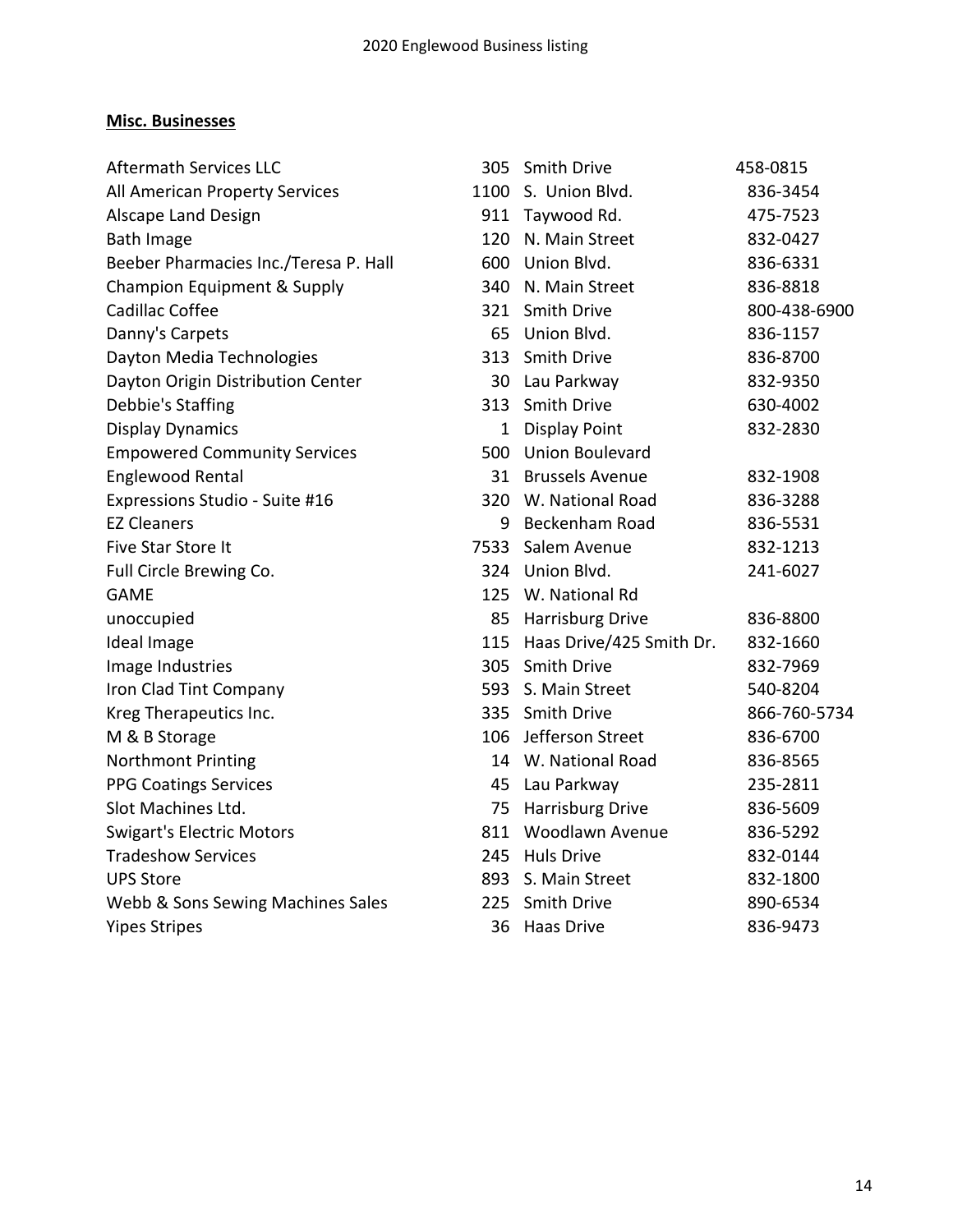**Misc. Businesses**

| | | | |
|---|---|---|---|
| Aftermath Services LLC | 305 | Smith Drive | 458-0815 |
| All American Property Services | 1100 | S. Union Blvd. | 836-3454 |
| Alscape Land Design | 911 | Taywood Rd. | 475-7523 |
| Bath Image | 120 | N. Main Street | 832-0427 |
| Beeber Pharmacies Inc./Teresa P. Hall | 600 | Union Blvd. | 836-6331 |
| Champion Equipment & Supply | 340 | N. Main Street | 836-8818 |
| Cadillac Coffee | 321 | Smith Drive | 800-438-6900 |
| Danny's Carpets | 65 | Union Blvd. | 836-1157 |
| Dayton Media Technologies | 313 | Smith Drive | 836-8700 |
| Dayton Origin Distribution Center | 30 | Lau Parkway | 832-9350 |
| Debbie's Staffing | 313 | Smith Drive | 630-4002 |
| Display Dynamics | 1 | Display Point | 832-2830 |
| Empowered Community Services | 500 | Union Boulevard | |
| Englewood Rental | 31 | Brussels Avenue | 832-1908 |
| Expressions Studio - Suite #16 | 320 | W. National Road | 836-3288 |
| EZ Cleaners | 9 | Beckenham Road | 836-5531 |
| Five Star Store It | 7533 | Salem Avenue | 832-1213 |
| Full Circle Brewing Co. | 324 | Union Blvd. | 241-6027 |
| GAME | 125 | W. National Rd | |
| unoccupied | 85 | Harrisburg Drive | 836-8800 |
| Ideal Image | 115 | Haas Drive/425 Smith Dr. | 832-1660 |
| Image Industries | 305 | Smith Drive | 832-7969 |
| Iron Clad Tint Company | 593 | S. Main Street | 540-8204 |
| Kreg Therapeutics Inc. | 335 | Smith Drive | 866-760-5734 |
| M & B Storage | 106 | Jefferson Street | 836-6700 |
| Northmont Printing | 14 | W. National Road | 836-8565 |
| PPG Coatings Services | 45 | Lau Parkway | 235-2811 |
| Slot Machines Ltd. | 75 | Harrisburg Drive | 836-5609 |
| Swigart's Electric Motors | 811 | Woodlawn Avenue | 836-5292 |
| Tradeshow Services | 245 | Huls Drive | 832-0144 |
| UPS Store | 893 | S. Main Street | 832-1800 |
| Webb & Sons Sewing Machines Sales | 225 | Smith Drive | 890-6534 |
| Yipes Stripes | 36 | Haas Drive | 836-9473 |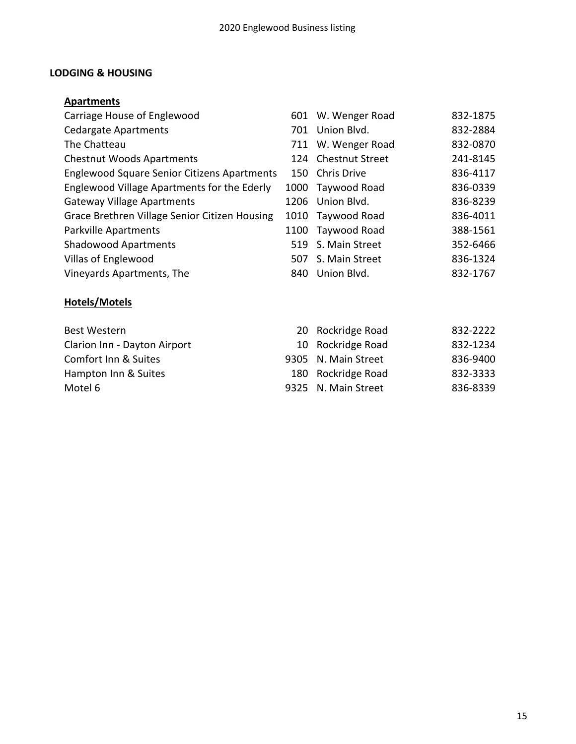## LODGING & HOUSING

### Apartments

| Name | No. | Street | Phone |
|---|---|---|---|
| Carriage House of Englewood | 601 | W. Wenger Road | 832-1875 |
| Cedargate Apartments | 701 | Union Blvd. | 832-2884 |
| The Chatteau | 711 | W. Wenger Road | 832-0870 |
| Chestnut Woods Apartments | 124 | Chestnut Street | 241-8145 |
| Englewood Square Senior Citizens Apartments | 150 | Chris Drive | 836-4117 |
| Englewood Village Apartments for the Ederly | 1000 | Taywood Road | 836-0339 |
| Gateway Village Apartments | 1206 | Union Blvd. | 836-8239 |
| Grace Brethren Village Senior Citizen Housing | 1010 | Taywood Road | 836-4011 |
| Parkville Apartments | 1100 | Taywood Road | 388-1561 |
| Shadowood Apartments | 519 | S. Main Street | 352-6466 |
| Villas of Englewood | 507 | S. Main Street | 836-1324 |
| Vineyards Apartments, The | 840 | Union Blvd. | 832-1767 |

### Hotels/Motels

| Name | No. | Street | Phone |
|---|---|---|---|
| Best Western | 20 | Rockridge Road | 832-2222 |
| Clarion Inn - Dayton Airport | 10 | Rockridge Road | 832-1234 |
| Comfort Inn & Suites | 9305 | N. Main Street | 836-9400 |
| Hampton Inn & Suites | 180 | Rockridge Road | 832-3333 |
| Motel 6 | 9325 | N. Main Street | 836-8339 |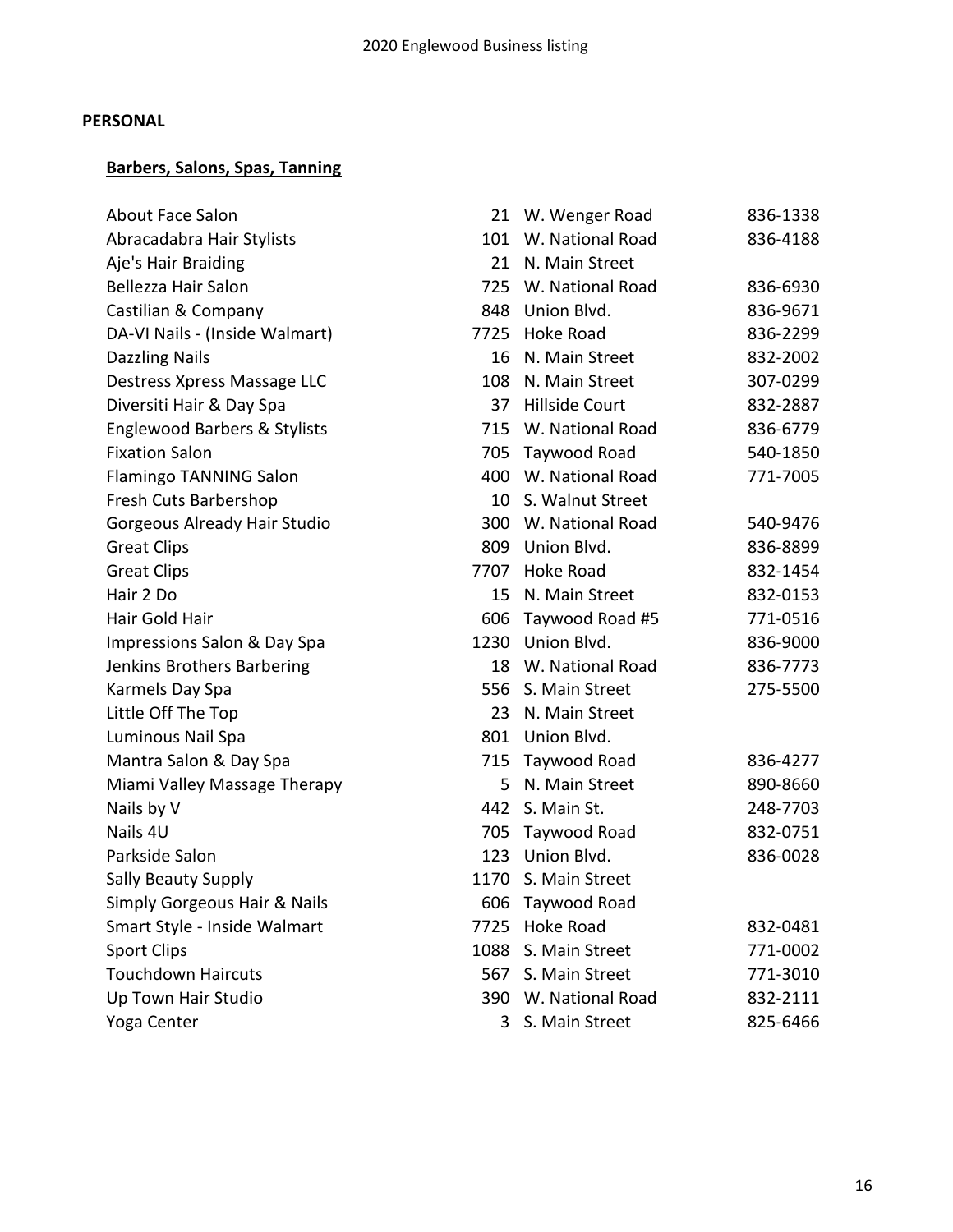**PERSONAL**

**Barbers, Salons, Spas, Tanning**

| Name | No. | Street | Phone |
|---|---|---|---|
| About Face Salon | 21 | W. Wenger Road | 836-1338 |
| Abracadabra Hair Stylists | 101 | W. National Road | 836-4188 |
| Aje's Hair Braiding | 21 | N. Main Street | |
| Bellezza Hair Salon | 725 | W. National Road | 836-6930 |
| Castilian & Company | 848 | Union Blvd. | 836-9671 |
| DA-VI Nails - (Inside Walmart) | 7725 | Hoke Road | 836-2299 |
| Dazzling Nails | 16 | N. Main Street | 832-2002 |
| Destress Xpress Massage LLC | 108 | N. Main Street | 307-0299 |
| Diversiti Hair & Day Spa | 37 | Hillside Court | 832-2887 |
| Englewood Barbers & Stylists | 715 | W. National Road | 836-6779 |
| Fixation Salon | 705 | Taywood Road | 540-1850 |
| Flamingo TANNING Salon | 400 | W. National Road | 771-7005 |
| Fresh Cuts Barbershop | 10 | S. Walnut Street | |
| Gorgeous Already Hair Studio | 300 | W. National Road | 540-9476 |
| Great Clips | 809 | Union Blvd. | 836-8899 |
| Great Clips | 7707 | Hoke Road | 832-1454 |
| Hair 2 Do | 15 | N. Main Street | 832-0153 |
| Hair Gold Hair | 606 | Taywood Road #5 | 771-0516 |
| Impressions Salon & Day Spa | 1230 | Union Blvd. | 836-9000 |
| Jenkins Brothers Barbering | 18 | W. National Road | 836-7773 |
| Karmels Day Spa | 556 | S. Main Street | 275-5500 |
| Little Off The Top | 23 | N. Main Street | |
| Luminous Nail Spa | 801 | Union Blvd. | |
| Mantra Salon & Day Spa | 715 | Taywood Road | 836-4277 |
| Miami Valley Massage Therapy | 5 | N. Main Street | 890-8660 |
| Nails by V | 442 | S. Main St. | 248-7703 |
| Nails 4U | 705 | Taywood Road | 832-0751 |
| Parkside Salon | 123 | Union Blvd. | 836-0028 |
| Sally Beauty Supply | 1170 | S. Main Street | |
| Simply Gorgeous Hair & Nails | 606 | Taywood Road | |
| Smart Style - Inside Walmart | 7725 | Hoke Road | 832-0481 |
| Sport Clips | 1088 | S. Main Street | 771-0002 |
| Touchdown Haircuts | 567 | S. Main Street | 771-3010 |
| Up Town Hair Studio | 390 | W. National Road | 832-2111 |
| Yoga Center | 3 | S. Main Street | 825-6466 |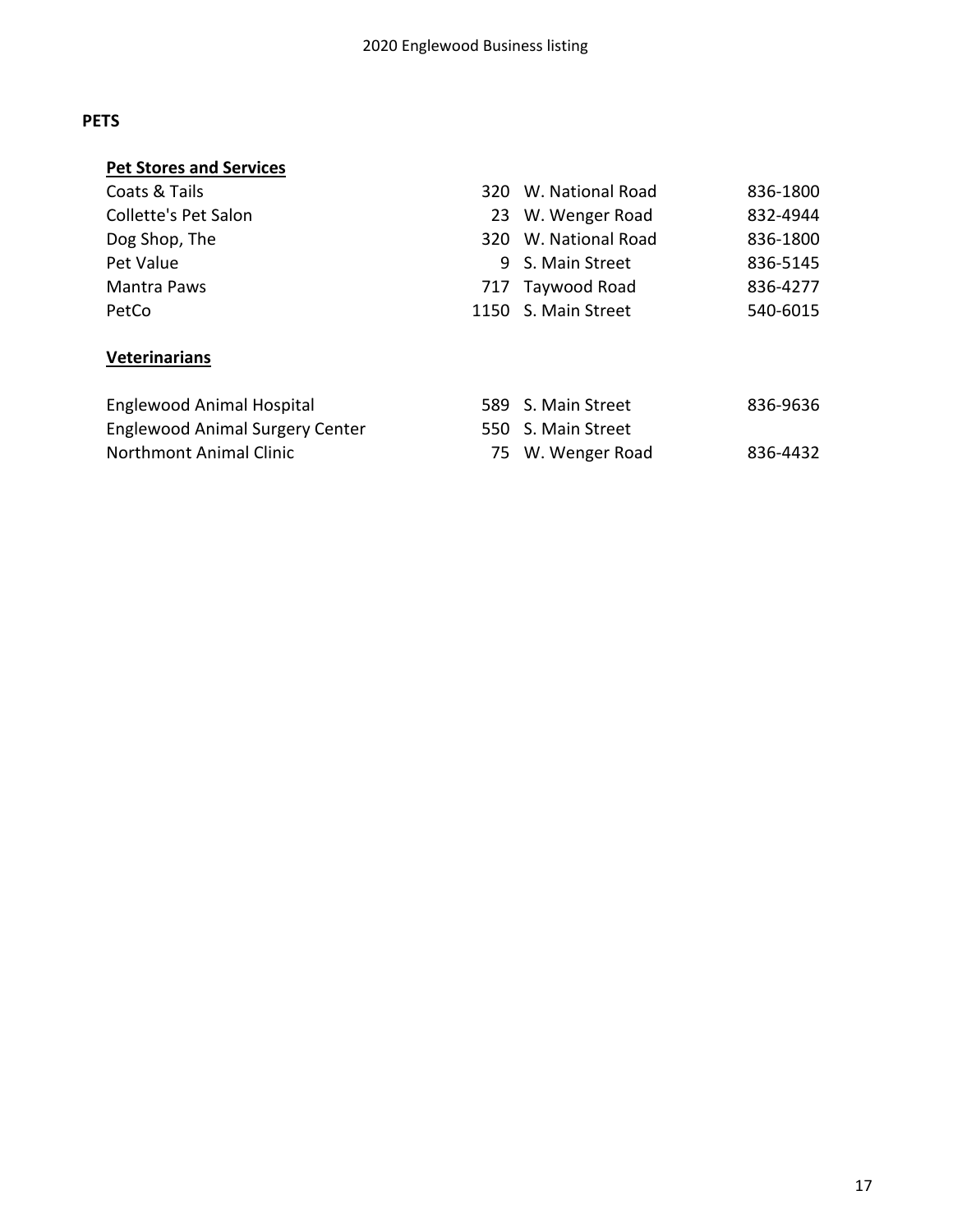## PETS

### Pet Stores and Services

| | | | |
|---|---|---|---|
| Coats & Tails | 320 | W. National Road | 836-1800 |
| Collette's Pet Salon | 23 | W. Wenger Road | 832-4944 |
| Dog Shop, The | 320 | W. National Road | 836-1800 |
| Pet Value | 9 | S. Main Street | 836-5145 |
| Mantra Paws | 717 | Taywood Road | 836-4277 |
| PetCo | 1150 | S. Main Street | 540-6015 |

### Veterinarians

| | | | |
|---|---|---|---|
| Englewood Animal Hospital | 589 | S. Main Street | 836-9636 |
| Englewood Animal Surgery Center | 550 | S. Main Street | |
| Northmont Animal Clinic | 75 | W. Wenger Road | 836-4432 |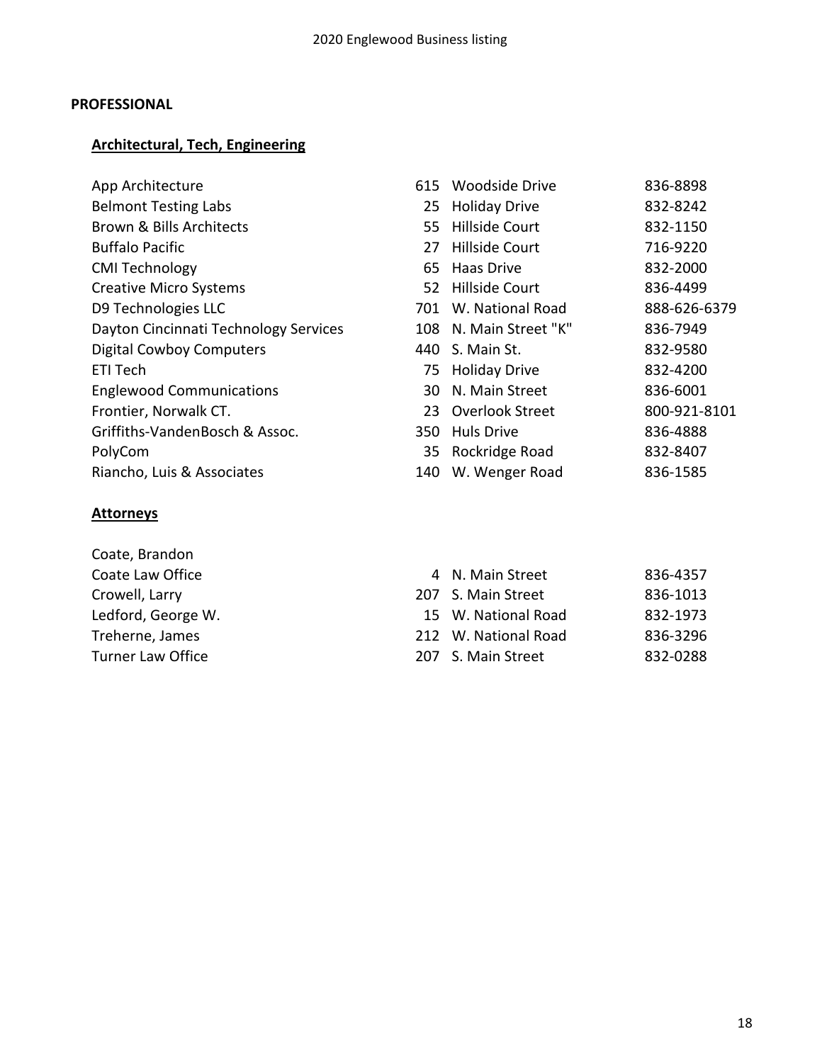## PROFESSIONAL

### Architectural, Tech, Engineering

| Business | No. | Street | Phone |
|---|---|---|---|
| App Architecture | 615 | Woodside Drive | 836-8898 |
| Belmont Testing Labs | 25 | Holiday Drive | 832-8242 |
| Brown & Bills Architects | 55 | Hillside Court | 832-1150 |
| Buffalo Pacific | 27 | Hillside Court | 716-9220 |
| CMI Technology | 65 | Haas Drive | 832-2000 |
| Creative Micro Systems | 52 | Hillside Court | 836-4499 |
| D9 Technologies LLC | 701 | W. National Road | 888-626-6379 |
| Dayton Cincinnati Technology Services | 108 | N. Main Street "K" | 836-7949 |
| Digital Cowboy Computers | 440 | S. Main St. | 832-9580 |
| ETI Tech | 75 | Holiday Drive | 832-4200 |
| Englewood Communications | 30 | N. Main Street | 836-6001 |
| Frontier, Norwalk CT. | 23 | Overlook Street | 800-921-8101 |
| Griffiths-VandenBosch & Assoc. | 350 | Huls Drive | 836-4888 |
| PolyCom | 35 | Rockridge Road | 832-8407 |
| Riancho, Luis & Associates | 140 | W. Wenger Road | 836-1585 |

### Attorneys

| Business | No. | Street | Phone |
|---|---|---|---|
| Coate, Brandon | | | |
| Coate Law Office | 4 | N. Main Street | 836-4357 |
| Crowell, Larry | 207 | S. Main Street | 836-1013 |
| Ledford, George W. | 15 | W. National Road | 832-1973 |
| Treherne, James | 212 | W. National Road | 836-3296 |
| Turner Law Office | 207 | S. Main Street | 832-0288 |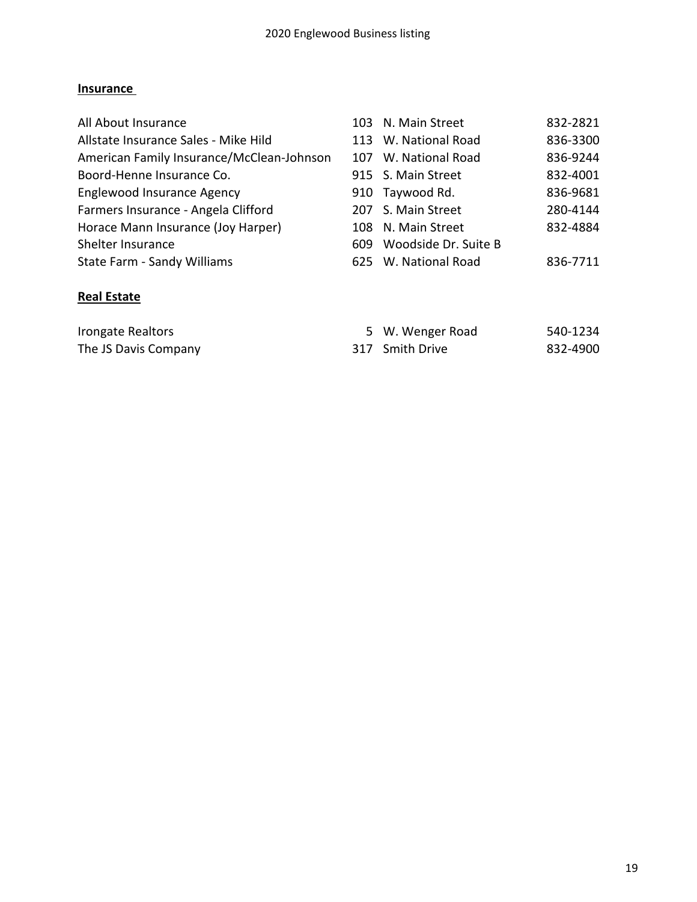## Insurance

| Business | No. | Street | Phone |
|---|---|---|---|
| All About Insurance | 103 | N. Main Street | 832-2821 |
| Allstate Insurance Sales - Mike Hild | 113 | W. National Road | 836-3300 |
| American Family Insurance/McClean-Johnson | 107 | W. National Road | 836-9244 |
| Boord-Henne Insurance Co. | 915 | S. Main Street | 832-4001 |
| Englewood Insurance Agency | 910 | Taywood Rd. | 836-9681 |
| Farmers Insurance - Angela Clifford | 207 | S. Main Street | 280-4144 |
| Horace Mann Insurance (Joy Harper) | 108 | N. Main Street | 832-4884 |
| Shelter Insurance | 609 | Woodside Dr. Suite B | |
| State Farm - Sandy Williams | 625 | W. National Road | 836-7711 |

## Real Estate

| Business | No. | Street | Phone |
|---|---|---|---|
| Irongate Realtors | 5 | W. Wenger Road | 540-1234 |
| The JS Davis Company | 317 | Smith Drive | 832-4900 |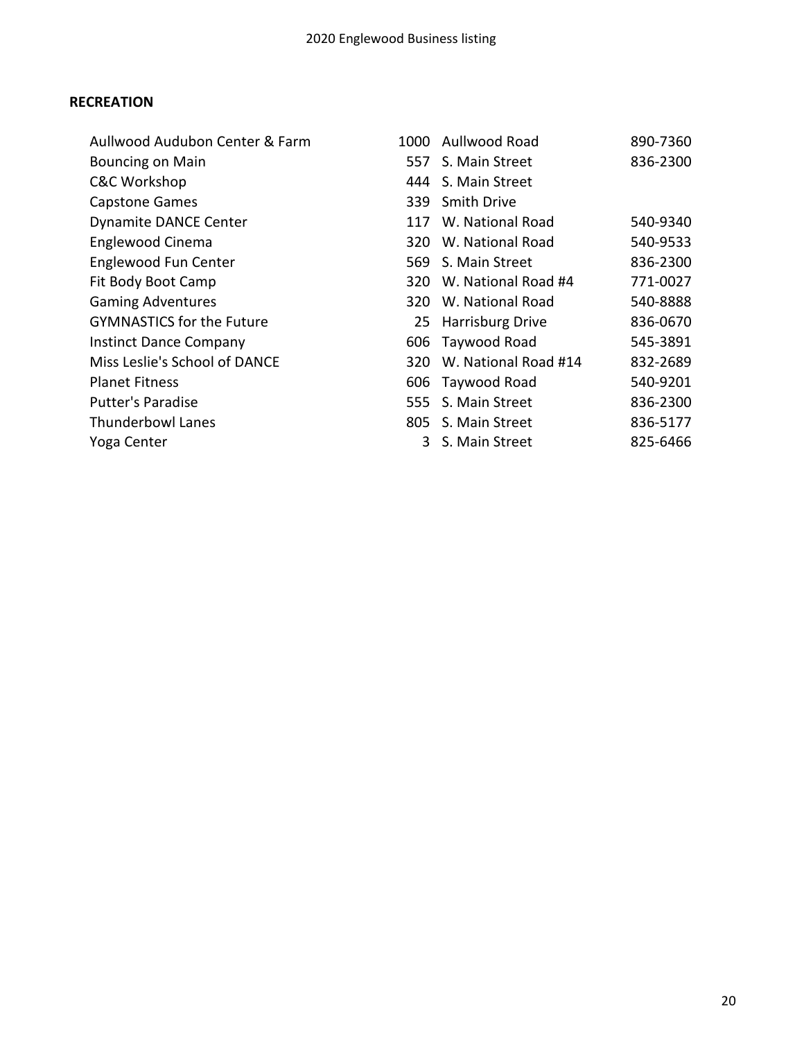## RECREATION

| Business | Number | Street | Phone |
|---|---|---|---|
| Aullwood Audubon Center & Farm | 1000 | Aullwood Road | 890-7360 |
| Bouncing on Main | 557 | S. Main Street | 836-2300 |
| C&C Workshop | 444 | S. Main Street | |
| Capstone Games | 339 | Smith Drive | |
| Dynamite DANCE Center | 117 | W. National Road | 540-9340 |
| Englewood Cinema | 320 | W. National Road | 540-9533 |
| Englewood Fun Center | 569 | S. Main Street | 836-2300 |
| Fit Body Boot Camp | 320 | W. National Road #4 | 771-0027 |
| Gaming Adventures | 320 | W. National Road | 540-8888 |
| GYMNASTICS for the Future | 25 | Harrisburg Drive | 836-0670 |
| Instinct Dance Company | 606 | Taywood Road | 545-3891 |
| Miss Leslie's School of DANCE | 320 | W. National Road #14 | 832-2689 |
| Planet Fitness | 606 | Taywood Road | 540-9201 |
| Putter's Paradise | 555 | S. Main Street | 836-2300 |
| Thunderbowl Lanes | 805 | S. Main Street | 836-5177 |
| Yoga Center | 3 | S. Main Street | 825-6466 |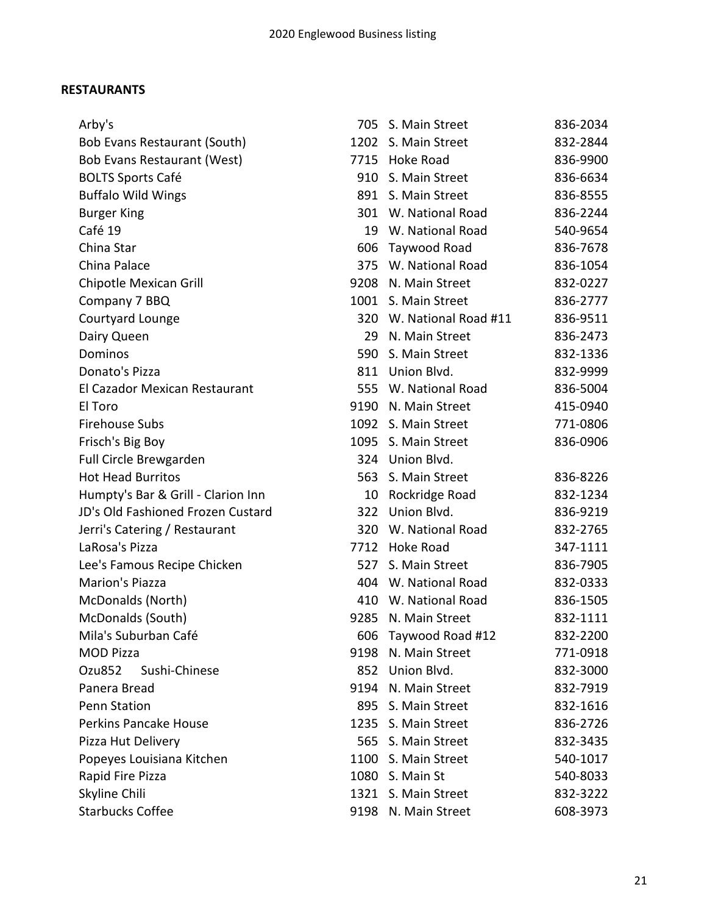**RESTAURANTS**

| Name | No. | Street | Phone |
|---|---|---|---|
| Arby's | 705 | S. Main Street | 836-2034 |
| Bob Evans Restaurant (South) | 1202 | S. Main Street | 832-2844 |
| Bob Evans Restaurant (West) | 7715 | Hoke Road | 836-9900 |
| BOLTS Sports Café | 910 | S. Main Street | 836-6634 |
| Buffalo Wild Wings | 891 | S. Main Street | 836-8555 |
| Burger King | 301 | W. National Road | 836-2244 |
| Café 19 | 19 | W. National Road | 540-9654 |
| China Star | 606 | Taywood Road | 836-7678 |
| China Palace | 375 | W. National Road | 836-1054 |
| Chipotle Mexican Grill | 9208 | N. Main Street | 832-0227 |
| Company 7 BBQ | 1001 | S. Main Street | 836-2777 |
| Courtyard Lounge | 320 | W. National Road #11 | 836-9511 |
| Dairy Queen | 29 | N. Main Street | 836-2473 |
| Dominos | 590 | S. Main Street | 832-1336 |
| Donato's Pizza | 811 | Union Blvd. | 832-9999 |
| El Cazador Mexican Restaurant | 555 | W. National Road | 836-5004 |
| El Toro | 9190 | N. Main Street | 415-0940 |
| Firehouse Subs | 1092 | S. Main Street | 771-0806 |
| Frisch's Big Boy | 1095 | S. Main Street | 836-0906 |
| Full Circle Brewgarden | 324 | Union Blvd. | |
| Hot Head Burritos | 563 | S. Main Street | 836-8226 |
| Humpty's Bar & Grill - Clarion Inn | 10 | Rockridge Road | 832-1234 |
| JD's Old Fashioned Frozen Custard | 322 | Union Blvd. | 836-9219 |
| Jerri's Catering / Restaurant | 320 | W. National Road | 832-2765 |
| LaRosa's Pizza | 7712 | Hoke Road | 347-1111 |
| Lee's Famous Recipe Chicken | 527 | S. Main Street | 836-7905 |
| Marion's Piazza | 404 | W. National Road | 832-0333 |
| McDonalds (North) | 410 | W. National Road | 836-1505 |
| McDonalds (South) | 9285 | N. Main Street | 832-1111 |
| Mila's Suburban Café | 606 | Taywood Road #12 | 832-2200 |
| MOD Pizza | 9198 | N. Main Street | 771-0918 |
| Ozu852 Sushi-Chinese | 852 | Union Blvd. | 832-3000 |
| Panera Bread | 9194 | N. Main Street | 832-7919 |
| Penn Station | 895 | S. Main Street | 832-1616 |
| Perkins Pancake House | 1235 | S. Main Street | 836-2726 |
| Pizza Hut Delivery | 565 | S. Main Street | 832-3435 |
| Popeyes Louisiana Kitchen | 1100 | S. Main Street | 540-1017 |
| Rapid Fire Pizza | 1080 | S. Main St | 540-8033 |
| Skyline Chili | 1321 | S. Main Street | 832-3222 |
| Starbucks Coffee | 9198 | N. Main Street | 608-3973 |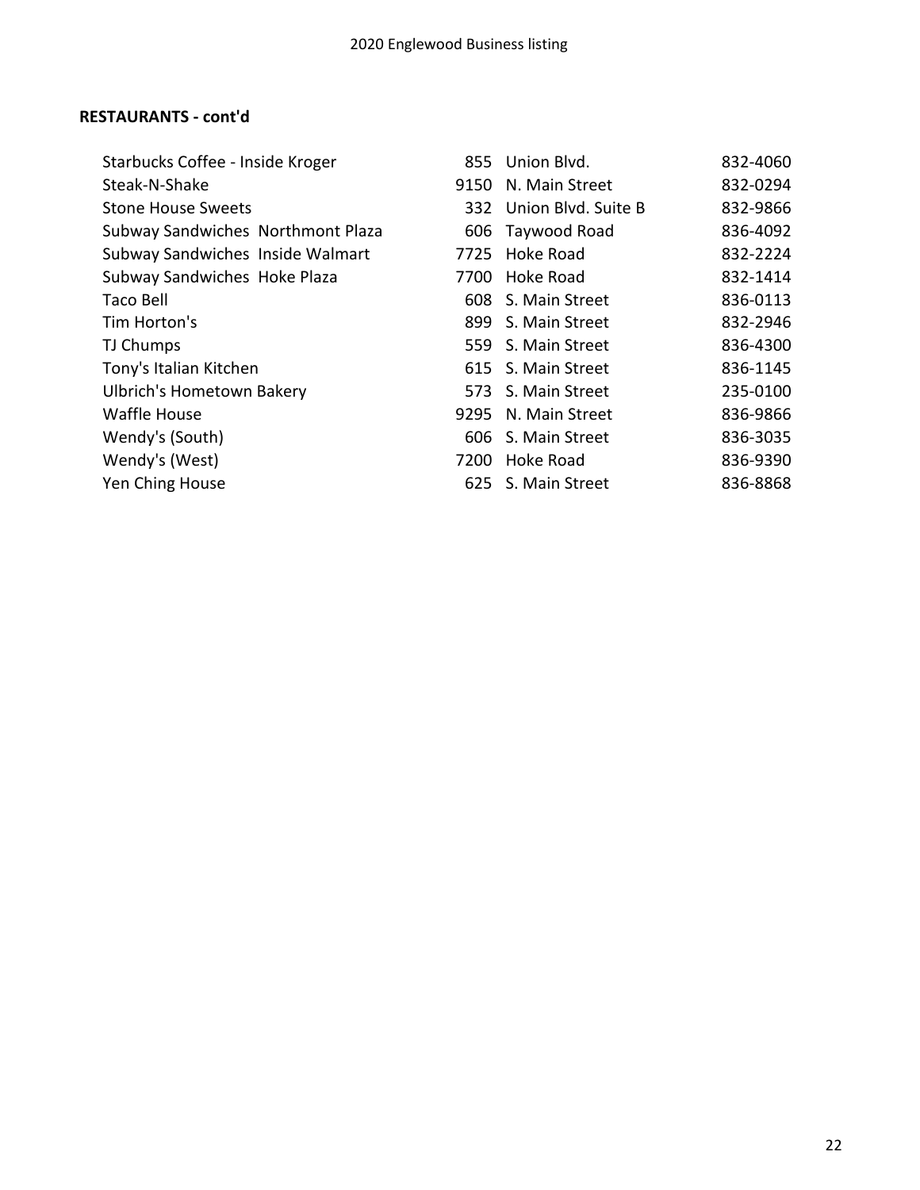## RESTAURANTS - cont'd

| Name | No. | Street | Phone |
|---|---|---|---|
| Starbucks Coffee - Inside Kroger | 855 | Union Blvd. | 832-4060 |
| Steak-N-Shake | 9150 | N. Main Street | 832-0294 |
| Stone House Sweets | 332 | Union Blvd. Suite B | 832-9866 |
| Subway Sandwiches Northmont Plaza | 606 | Taywood Road | 836-4092 |
| Subway Sandwiches Inside Walmart | 7725 | Hoke Road | 832-2224 |
| Subway Sandwiches Hoke Plaza | 7700 | Hoke Road | 832-1414 |
| Taco Bell | 608 | S. Main Street | 836-0113 |
| Tim Horton's | 899 | S. Main Street | 832-2946 |
| TJ Chumps | 559 | S. Main Street | 836-4300 |
| Tony's Italian Kitchen | 615 | S. Main Street | 836-1145 |
| Ulbrich's Hometown Bakery | 573 | S. Main Street | 235-0100 |
| Waffle House | 9295 | N. Main Street | 836-9866 |
| Wendy's (South) | 606 | S. Main Street | 836-3035 |
| Wendy's (West) | 7200 | Hoke Road | 836-9390 |
| Yen Ching House | 625 | S. Main Street | 836-8868 |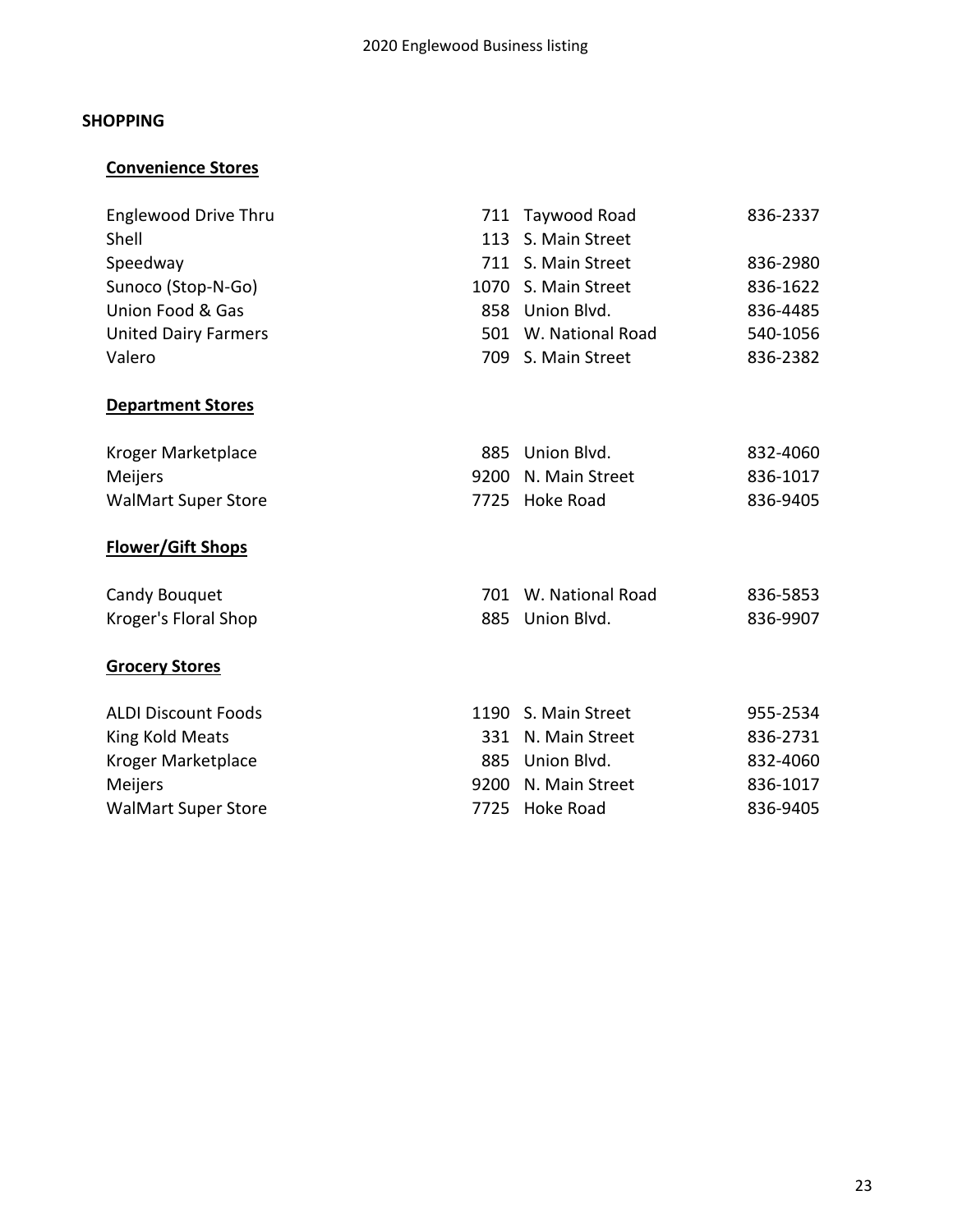## SHOPPING

### Convenience Stores

| Name | No. | Street | Phone |
|---|---|---|---|
| Englewood Drive Thru | 711 | Taywood Road | 836-2337 |
| Shell | 113 | S. Main Street | |
| Speedway | 711 | S. Main Street | 836-2980 |
| Sunoco (Stop-N-Go) | 1070 | S. Main Street | 836-1622 |
| Union Food & Gas | 858 | Union Blvd. | 836-4485 |
| United Dairy Farmers | 501 | W. National Road | 540-1056 |
| Valero | 709 | S. Main Street | 836-2382 |

### Department Stores

| Name | No. | Street | Phone |
|---|---|---|---|
| Kroger Marketplace | 885 | Union Blvd. | 832-4060 |
| Meijers | 9200 | N. Main Street | 836-1017 |
| WalMart Super Store | 7725 | Hoke Road | 836-9405 |

### Flower/Gift Shops

| Name | No. | Street | Phone |
|---|---|---|---|
| Candy Bouquet | 701 | W. National Road | 836-5853 |
| Kroger's Floral Shop | 885 | Union Blvd. | 836-9907 |

### Grocery Stores

| Name | No. | Street | Phone |
|---|---|---|---|
| ALDI Discount Foods | 1190 | S. Main Street | 955-2534 |
| King Kold Meats | 331 | N. Main Street | 836-2731 |
| Kroger Marketplace | 885 | Union Blvd. | 832-4060 |
| Meijers | 9200 | N. Main Street | 836-1017 |
| WalMart Super Store | 7725 | Hoke Road | 836-9405 |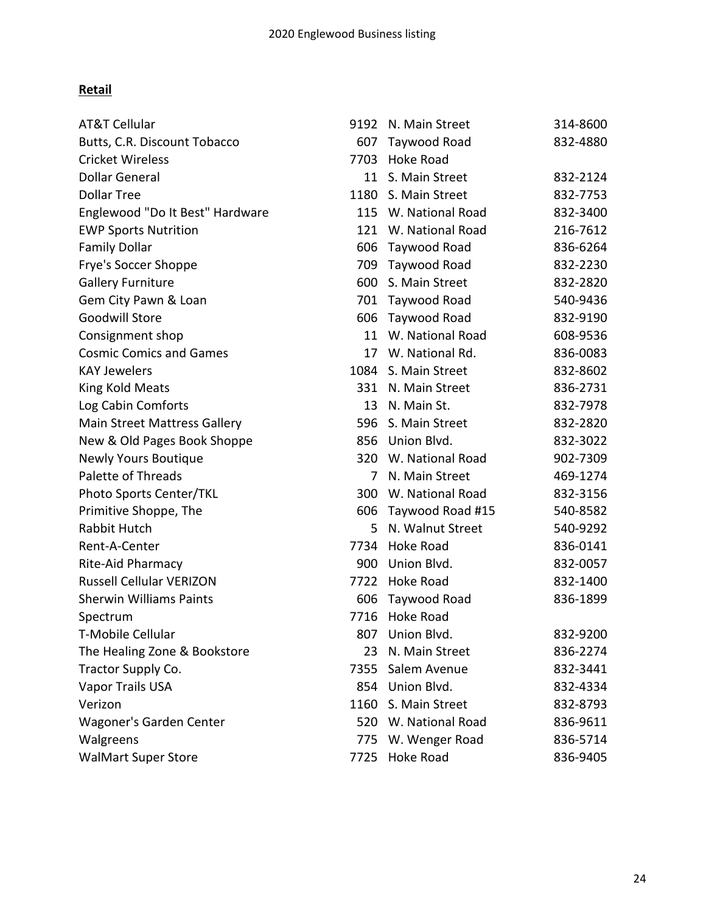## Retail

| | | | |
|---|---|---|---|
| AT&T Cellular | 9192 | N. Main Street | 314-8600 |
| Butts, C.R. Discount Tobacco | 607 | Taywood Road | 832-4880 |
| Cricket Wireless | 7703 | Hoke Road | |
| Dollar General | 11 | S. Main Street | 832-2124 |
| Dollar Tree | 1180 | S. Main Street | 832-7753 |
| Englewood "Do It Best" Hardware | 115 | W. National Road | 832-3400 |
| EWP Sports Nutrition | 121 | W. National Road | 216-7612 |
| Family Dollar | 606 | Taywood Road | 836-6264 |
| Frye's Soccer Shoppe | 709 | Taywood Road | 832-2230 |
| Gallery Furniture | 600 | S. Main Street | 832-2820 |
| Gem City Pawn & Loan | 701 | Taywood Road | 540-9436 |
| Goodwill Store | 606 | Taywood Road | 832-9190 |
| Consignment shop | 11 | W. National Road | 608-9536 |
| Cosmic Comics and Games | 17 | W. National Rd. | 836-0083 |
| KAY Jewelers | 1084 | S. Main Street | 832-8602 |
| King Kold Meats | 331 | N. Main Street | 836-2731 |
| Log Cabin Comforts | 13 | N. Main St. | 832-7978 |
| Main Street Mattress Gallery | 596 | S. Main Street | 832-2820 |
| New & Old Pages Book Shoppe | 856 | Union Blvd. | 832-3022 |
| Newly Yours Boutique | 320 | W. National Road | 902-7309 |
| Palette of Threads | 7 | N. Main Street | 469-1274 |
| Photo Sports Center/TKL | 300 | W. National Road | 832-3156 |
| Primitive Shoppe, The | 606 | Taywood Road #15 | 540-8582 |
| Rabbit Hutch | 5 | N. Walnut Street | 540-9292 |
| Rent-A-Center | 7734 | Hoke Road | 836-0141 |
| Rite-Aid Pharmacy | 900 | Union Blvd. | 832-0057 |
| Russell Cellular VERIZON | 7722 | Hoke Road | 832-1400 |
| Sherwin Williams Paints | 606 | Taywood Road | 836-1899 |
| Spectrum | 7716 | Hoke Road | |
| T-Mobile Cellular | 807 | Union Blvd. | 832-9200 |
| The Healing Zone & Bookstore | 23 | N. Main Street | 836-2274 |
| Tractor Supply Co. | 7355 | Salem Avenue | 832-3441 |
| Vapor Trails USA | 854 | Union Blvd. | 832-4334 |
| Verizon | 1160 | S. Main Street | 832-8793 |
| Wagoner's Garden Center | 520 | W. National Road | 836-9611 |
| Walgreens | 775 | W. Wenger Road | 836-5714 |
| WalMart Super Store | 7725 | Hoke Road | 836-9405 |